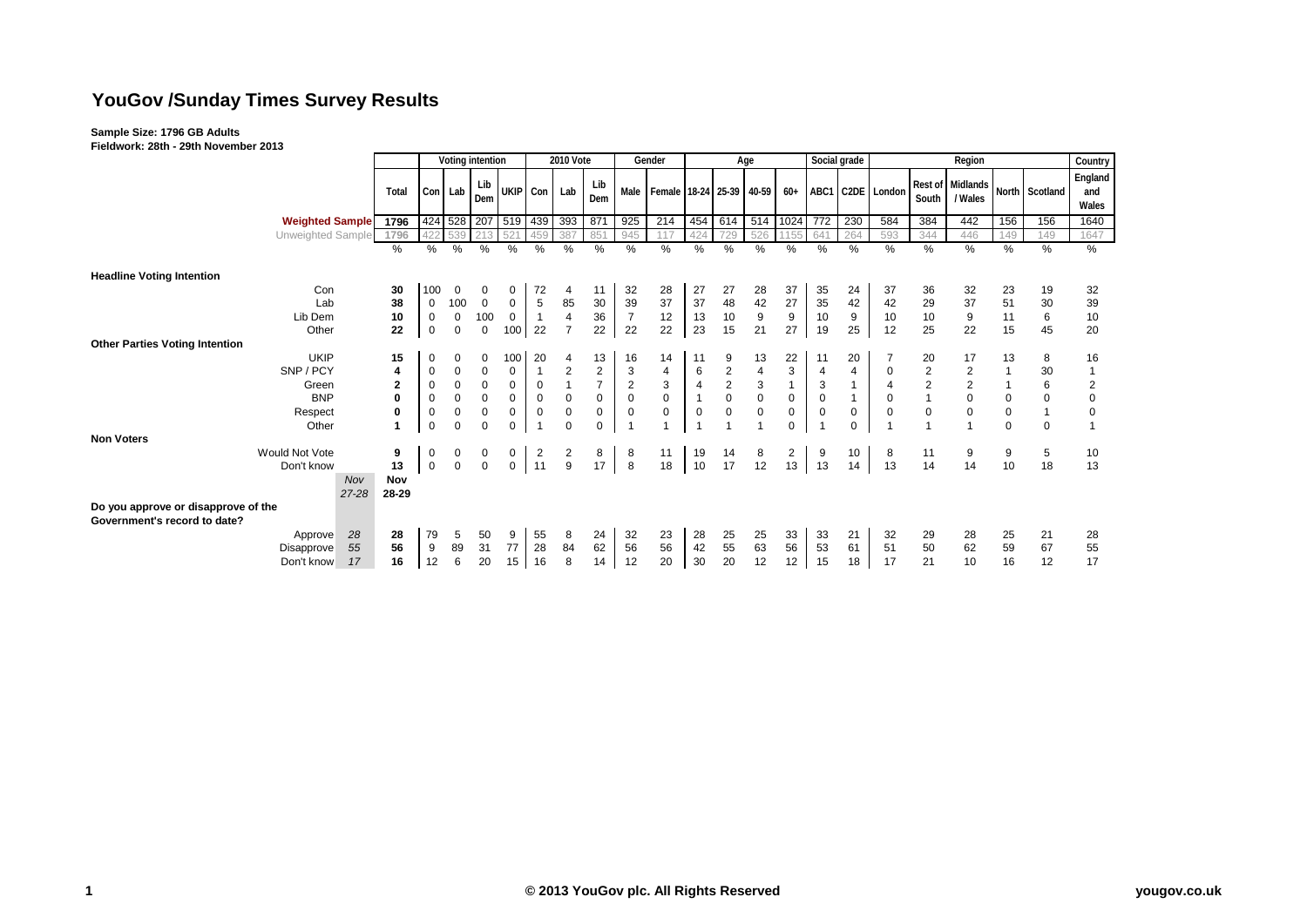# YouGov /Sunday Times Survey Results

**Sample Size: 1796 GB Adults**
**Fieldwork: 28th - 29th November 2013**

| | | Total | Voting intention | | | | 2010 Vote | | | Gender | | Age | | | | Social grade | | Region | | | | | Country |
|---|---|---|---|---|---|---|---|---|---|---|---|---|---|---|---|---|---|---|---|---|---|---|---|
| | | | Con | Lab | Lib Dem | UKIP | Con | Lab | Lib Dem | Male | Female | 18-24 | 25-39 | 40-59 | 60+ | ABC1 | C2DE | London | Rest of South | Midlands / Wales | North | Scotland | England and Wales |
| **Weighted Sample** | | 1796 | 424 | 528 | 207 | 519 | 439 | 393 | 871 | 925 | 214 | 454 | 614 | 514 | 1024 | 772 | 230 | 584 | 384 | 442 | 156 | 156 | 1640 |
| Unweighted Sample | | 1796 | 422 | 539 | 213 | 521 | 459 | 387 | 851 | 945 | 117 | 424 | 729 | 526 | 1155 | 641 | 264 | 593 | 344 | 446 | 149 | 149 | 1647 |
| | | % | % | % | % | % | % | % | % | % | % | % | % | % | % | % | % | % | % | % | % | % | % |
| **Headline Voting Intention** | | | | | | | | | | | | | | | | | | | | | | | |
| Con | | 30 | 100 | 0 | 0 | 0 | 72 | 4 | 11 | 32 | 28 | 27 | 27 | 28 | 37 | 35 | 24 | 37 | 36 | 32 | 23 | 19 | 32 |
| Lab | | 38 | 0 | 100 | 0 | 0 | 5 | 85 | 30 | 39 | 37 | 37 | 48 | 42 | 27 | 35 | 42 | 42 | 29 | 37 | 51 | 30 | 39 |
| Lib Dem | | 10 | 0 | 0 | 100 | 0 | 1 | 4 | 36 | 7 | 12 | 13 | 10 | 9 | 9 | 10 | 9 | 10 | 10 | 9 | 11 | 6 | 10 |
| Other | | 22 | 0 | 0 | 0 | 100 | 22 | 7 | 22 | 22 | 22 | 23 | 15 | 21 | 27 | 19 | 25 | 12 | 25 | 22 | 15 | 45 | 20 |
| **Other Parties Voting Intention** | | | | | | | | | | | | | | | | | | | | | | | |
| UKIP | | 15 | 0 | 0 | 0 | 100 | 20 | 4 | 13 | 16 | 14 | 11 | 9 | 13 | 22 | 11 | 20 | 7 | 20 | 17 | 13 | 8 | 16 |
| SNP / PCY | | 4 | 0 | 0 | 0 | 0 | 1 | 2 | 2 | 3 | 4 | 6 | 2 | 4 | 3 | 4 | 4 | 0 | 2 | 2 | 1 | 30 | 1 |
| Green | | 2 | 0 | 0 | 0 | 0 | 0 | 1 | 7 | 2 | 3 | 4 | 2 | 3 | 1 | 3 | 1 | 4 | 2 | 2 | 1 | 6 | 2 |
| BNP | | 0 | 0 | 0 | 0 | 0 | 0 | 0 | 0 | 0 | 0 | 1 | 0 | 0 | 0 | 0 | 1 | 0 | 1 | 0 | 0 | 0 | 0 |
| Respect | | 0 | 0 | 0 | 0 | 0 | 0 | 0 | 0 | 0 | 0 | 0 | 0 | 0 | 0 | 0 | 0 | 0 | 0 | 0 | 0 | 1 | 0 |
| Other | | 1 | 0 | 0 | 0 | 0 | 1 | 0 | 0 | 1 | 1 | 1 | 1 | 1 | 0 | 1 | 0 | 1 | 1 | 1 | 0 | 0 | 1 |
| **Non Voters** | | | | | | | | | | | | | | | | | | | | | | | |
| Would Not Vote | | 9 | 0 | 0 | 0 | 0 | 2 | 2 | 8 | 8 | 11 | 19 | 14 | 8 | 2 | 9 | 10 | 8 | 11 | 9 | 9 | 5 | 10 |
| Don't know | | 13 | 0 | 0 | 0 | 0 | 11 | 9 | 17 | 8 | 18 | 10 | 17 | 12 | 13 | 13 | 14 | 13 | 14 | 14 | 10 | 18 | 13 |
| | *Nov 27-28* | **Nov 28-29** | | | | | | | | | | | | | | | | | | | | | |
| **Do you approve or disapprove of the Government's record to date?** | | | | | | | | | | | | | | | | | | | | | | | |
| Approve | *28* | 28 | 79 | 5 | 50 | 9 | 55 | 8 | 24 | 32 | 23 | 28 | 25 | 25 | 33 | 33 | 21 | 32 | 29 | 28 | 25 | 21 | 28 |
| Disapprove | *55* | 56 | 9 | 89 | 31 | 77 | 28 | 84 | 62 | 56 | 56 | 42 | 55 | 63 | 56 | 53 | 61 | 51 | 50 | 62 | 59 | 67 | 55 |
| Don't know | *17* | 16 | 12 | 6 | 20 | 15 | 16 | 8 | 14 | 12 | 20 | 30 | 20 | 12 | 12 | 15 | 18 | 17 | 21 | 10 | 16 | 12 | 17 |

© 2013 YouGov plc. All Rights Reserved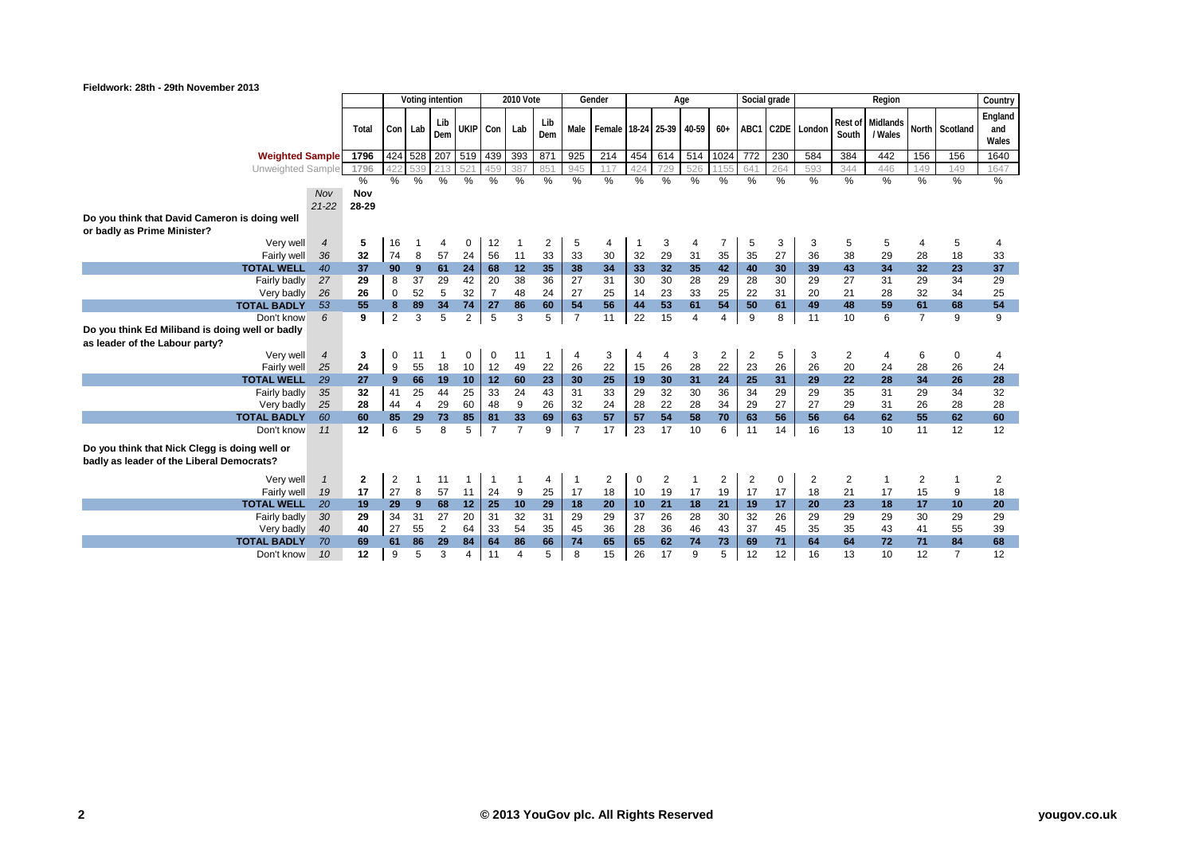**Fieldwork: 28th - 29th November 2013**

| | | | Voting intention | | | | 2010 Vote | | | Gender | | Age | | | | Social grade | | Region | | | | | Country |
|---|---|---|---|---|---|---|---|---|---|---|---|---|---|---|---|---|---|---|---|---|---|---|---|
| | | Total | Con | Lab | Lib Dem | UKIP | Con | Lab | Lib Dem | Male | Female | 18-24 | 25-39 | 40-59 | 60+ | ABC1 | C2DE | London | Rest of South | Midlands / Wales | North | Scotland | England and Wales |
| **Weighted Sample** | | 1796 | 424 | 528 | 207 | 519 | 439 | 393 | 871 | 925 | 214 | 454 | 614 | 514 | 1024 | 772 | 230 | 584 | 384 | 442 | 156 | 156 | 1640 |
| Unweighted Sample | | 1796 | 422 | 539 | 213 | 521 | 459 | 387 | 851 | 945 | 117 | 424 | 729 | 526 | 1155 | 641 | 264 | 593 | 344 | 446 | 149 | 149 | 1647 |
| | | % | % | % | % | % | % | % | % | % | % | % | % | % | % | % | % | % | % | % | % | % | % |
| | *Nov 21-22* | **Nov 28-29** | | | | | | | | | | | | | | | | | | | | | |
| **Do you think that David Cameron is doing well or badly as Prime Minister?** | | | | | | | | | | | | | | | | | | | | | | | |
| Very well | *4* | **5** | 16 | 1 | 4 | 0 | 12 | 1 | 2 | 5 | 4 | 1 | 3 | 4 | 7 | 5 | 3 | 3 | 5 | 5 | 4 | 5 | 4 |
| Fairly well | *36* | **32** | 74 | 8 | 57 | 24 | 56 | 11 | 33 | 33 | 30 | 32 | 29 | 31 | 35 | 35 | 27 | 36 | 38 | 29 | 28 | 18 | 33 |
| **TOTAL WELL** | *40* | **37** | **90** | **9** | **61** | **24** | **68** | **12** | **35** | **38** | **34** | **33** | **32** | **35** | **42** | **40** | **30** | **39** | **43** | **34** | **32** | **23** | **37** |
| Fairly badly | *27* | **29** | 8 | 37 | 29 | 42 | 20 | 38 | 36 | 27 | 31 | 30 | 30 | 28 | 29 | 28 | 30 | 29 | 27 | 31 | 29 | 34 | 29 |
| Very badly | *26* | **26** | 0 | 52 | 5 | 32 | 7 | 48 | 24 | 27 | 25 | 14 | 23 | 33 | 25 | 22 | 31 | 20 | 21 | 28 | 32 | 34 | 25 |
| **TOTAL BADLY** | *53* | **55** | **8** | **89** | **34** | **74** | **27** | **86** | **60** | **54** | **56** | **44** | **53** | **61** | **54** | **50** | **61** | **49** | **48** | **59** | **61** | **68** | **54** |
| Don't know | *6* | **9** | 2 | 3 | 5 | 2 | 5 | 3 | 5 | 7 | 11 | 22 | 15 | 4 | 4 | 9 | 8 | 11 | 10 | 6 | 7 | 9 | 9 |
| **Do you think Ed Miliband is doing well or badly as leader of the Labour party?** | | | | | | | | | | | | | | | | | | | | | | | |
| Very well | *4* | **3** | 0 | 11 | 1 | 0 | 0 | 11 | 1 | 4 | 3 | 4 | 4 | 3 | 2 | 2 | 5 | 3 | 2 | 4 | 6 | 0 | 4 |
| Fairly well | *25* | **24** | 9 | 55 | 18 | 10 | 12 | 49 | 22 | 26 | 22 | 15 | 26 | 28 | 22 | 23 | 26 | 26 | 20 | 24 | 28 | 26 | 24 |
| **TOTAL WELL** | *29* | **27** | **9** | **66** | **19** | **10** | **12** | **60** | **23** | **30** | **25** | **19** | **30** | **31** | **24** | **25** | **31** | **29** | **22** | **28** | **34** | **26** | **28** |
| Fairly badly | *35* | **32** | 41 | 25 | 44 | 25 | 33 | 24 | 43 | 31 | 33 | 29 | 32 | 30 | 36 | 34 | 29 | 29 | 35 | 31 | 29 | 34 | 32 |
| Very badly | *25* | **28** | 44 | 4 | 29 | 60 | 48 | 9 | 26 | 32 | 24 | 28 | 22 | 28 | 34 | 29 | 27 | 27 | 29 | 31 | 26 | 28 | 28 |
| **TOTAL BADLY** | *60* | **60** | **85** | **29** | **73** | **85** | **81** | **33** | **69** | **63** | **57** | **57** | **54** | **58** | **70** | **63** | **56** | **56** | **64** | **62** | **55** | **62** | **60** |
| Don't know | *11* | **12** | 6 | 5 | 8 | 5 | 7 | 7 | 9 | 7 | 17 | 23 | 17 | 10 | 6 | 11 | 14 | 16 | 13 | 10 | 11 | 12 | 12 |
| **Do you think that Nick Clegg is doing well or badly as leader of the Liberal Democrats?** | | | | | | | | | | | | | | | | | | | | | | | |
| Very well | *1* | **2** | 2 | 1 | 11 | 1 | 1 | 1 | 4 | 1 | 2 | 0 | 2 | 1 | 2 | 2 | 0 | 2 | 2 | 1 | 2 | 1 | 2 |
| Fairly well | *19* | **17** | 27 | 8 | 57 | 11 | 24 | 9 | 25 | 17 | 18 | 10 | 19 | 17 | 19 | 17 | 17 | 18 | 21 | 17 | 15 | 9 | 18 |
| **TOTAL WELL** | *20* | **19** | **29** | **9** | **68** | **12** | **25** | **10** | **29** | **18** | **20** | **10** | **21** | **18** | **21** | **19** | **17** | **20** | **23** | **18** | **17** | **10** | **20** |
| Fairly badly | *30* | **29** | 34 | 31 | 27 | 20 | 31 | 32 | 31 | 29 | 29 | 37 | 26 | 28 | 30 | 32 | 26 | 29 | 29 | 29 | 30 | 29 | 29 |
| Very badly | *40* | **40** | 27 | 55 | 2 | 64 | 33 | 54 | 35 | 45 | 36 | 28 | 36 | 46 | 43 | 37 | 45 | 35 | 35 | 43 | 41 | 55 | 39 |
| **TOTAL BADLY** | *70* | **69** | **61** | **86** | **29** | **84** | **64** | **86** | **66** | **74** | **65** | **65** | **62** | **74** | **73** | **69** | **71** | **64** | **64** | **72** | **71** | **84** | **68** |
| Don't know | *10* | **12** | 9 | 5 | 3 | 4 | 11 | 4 | 5 | 8 | 15 | 26 | 17 | 9 | 5 | 12 | 12 | 16 | 13 | 10 | 12 | 7 | 12 |

© 2013 YouGov plc. All Rights Reserved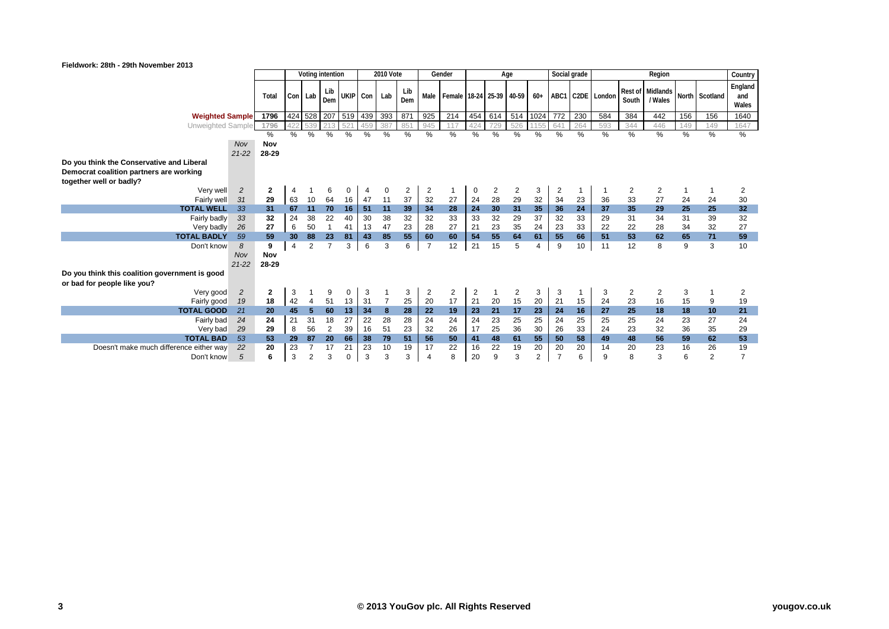**Fieldwork: 28th - 29th November 2013**

| | | | Voting intention | | | | 2010 Vote | | | Gender | | Age | | | | Social grade | | Region | | | | | Country |
|---|---|---|---|---|---|---|---|---|---|---|---|---|---|---|---|---|---|---|---|---|---|---|---|
| | | Total | Con | Lab | Lib Dem | UKIP | Con | Lab | Lib Dem | Male | Female | 18-24 | 25-39 | 40-59 | 60+ | ABC1 | C2DE | London | Rest of South | Midlands / Wales | North | Scotland | England and Wales |
| **Weighted Sample** | | 1796 | 424 | 528 | 207 | 519 | 439 | 393 | 871 | 925 | 214 | 454 | 614 | 514 | 1024 | 772 | 230 | 584 | 384 | 442 | 156 | 156 | 1640 |
| Unweighted Sample | | 1796 | 422 | 539 | 213 | 521 | 459 | 387 | 851 | 945 | 117 | 424 | 729 | 526 | 1155 | 641 | 264 | 593 | 344 | 446 | 149 | 149 | 1647 |
| | | % | % | % | % | % | % | % | % | % | % | % | % | % | % | % | % | % | % | % | % | % | % |
| | *Nov 21-22* | **Nov 28-29** | | | | | | | | | | | | | | | | | | | | | |
| **Do you think the Conservative and Liberal Democrat coalition partners are working together well or badly?** | | | | | | | | | | | | | | | | | | | | | | | |
| Very well | *2* | **2** | 4 | 1 | 6 | 0 | 4 | 0 | 2 | 2 | 1 | 0 | 2 | 2 | 3 | 2 | 1 | 1 | 2 | 2 | 1 | 1 | 2 |
| Fairly well | *31* | **29** | 63 | 10 | 64 | 16 | 47 | 11 | 37 | 32 | 27 | 24 | 28 | 29 | 32 | 34 | 23 | 36 | 33 | 27 | 24 | 24 | 30 |
| **TOTAL WELL** | *33* | **31** | **67** | **11** | **70** | **16** | **51** | **11** | **39** | **34** | **28** | **24** | **30** | **31** | **35** | **36** | **24** | **37** | **35** | **29** | **25** | **25** | **32** |
| Fairly badly | *33* | **32** | 24 | 38 | 22 | 40 | 30 | 38 | 32 | 32 | 33 | 33 | 32 | 29 | 37 | 32 | 33 | 29 | 31 | 34 | 31 | 39 | 32 |
| Very badly | *26* | **27** | 6 | 50 | 1 | 41 | 13 | 47 | 23 | 28 | 27 | 21 | 23 | 35 | 24 | 23 | 33 | 22 | 22 | 28 | 34 | 32 | 27 |
| **TOTAL BADLY** | *59* | **59** | **30** | **88** | **23** | **81** | **43** | **85** | **55** | **60** | **60** | **54** | **55** | **64** | **61** | **55** | **66** | **51** | **53** | **62** | **65** | **71** | **59** |
| Don't know | *8* | **9** | 4 | 2 | 7 | 3 | 6 | 3 | 6 | 7 | 12 | 21 | 15 | 5 | 4 | 9 | 10 | 11 | 12 | 8 | 9 | 3 | 10 |
| | *Nov 21-22* | **Nov 28-29** | | | | | | | | | | | | | | | | | | | | | |
| **Do you think this coalition government is good or bad for people like you?** | | | | | | | | | | | | | | | | | | | | | | | |
| Very good | *2* | **2** | 3 | 1 | 9 | 0 | 3 | 1 | 3 | 2 | 2 | 2 | 1 | 2 | 3 | 3 | 1 | 3 | 2 | 2 | 3 | 1 | 2 |
| Fairly good | *19* | **18** | 42 | 4 | 51 | 13 | 31 | 7 | 25 | 20 | 17 | 21 | 20 | 15 | 20 | 21 | 15 | 24 | 23 | 16 | 15 | 9 | 19 |
| **TOTAL GOOD** | *21* | **20** | **45** | **5** | **60** | **13** | **34** | **8** | **28** | **22** | **19** | **23** | **21** | **17** | **23** | **24** | **16** | **27** | **25** | **18** | **18** | **10** | **21** |
| Fairly bad | *24* | **24** | 21 | 31 | 18 | 27 | 22 | 28 | 28 | 24 | 24 | 24 | 23 | 25 | 25 | 24 | 25 | 25 | 25 | 24 | 23 | 27 | 24 |
| Very bad | *29* | **29** | 8 | 56 | 2 | 39 | 16 | 51 | 23 | 32 | 26 | 17 | 25 | 36 | 30 | 26 | 33 | 24 | 23 | 32 | 36 | 35 | 29 |
| **TOTAL BAD** | *53* | **53** | **29** | **87** | **20** | **66** | **38** | **79** | **51** | **56** | **50** | **41** | **48** | **61** | **55** | **50** | **58** | **49** | **48** | **56** | **59** | **62** | **53** |
| Doesn't make much difference either way | *22* | **20** | 23 | 7 | 17 | 21 | 23 | 10 | 19 | 17 | 22 | 16 | 22 | 19 | 20 | 20 | 20 | 14 | 20 | 23 | 16 | 26 | 19 |
| Don't know | *5* | **6** | 3 | 2 | 3 | 0 | 3 | 3 | 3 | 4 | 8 | 20 | 9 | 3 | 2 | 7 | 6 | 9 | 8 | 3 | 6 | 2 | 7 |

© 2013 YouGov plc. All Rights Reserved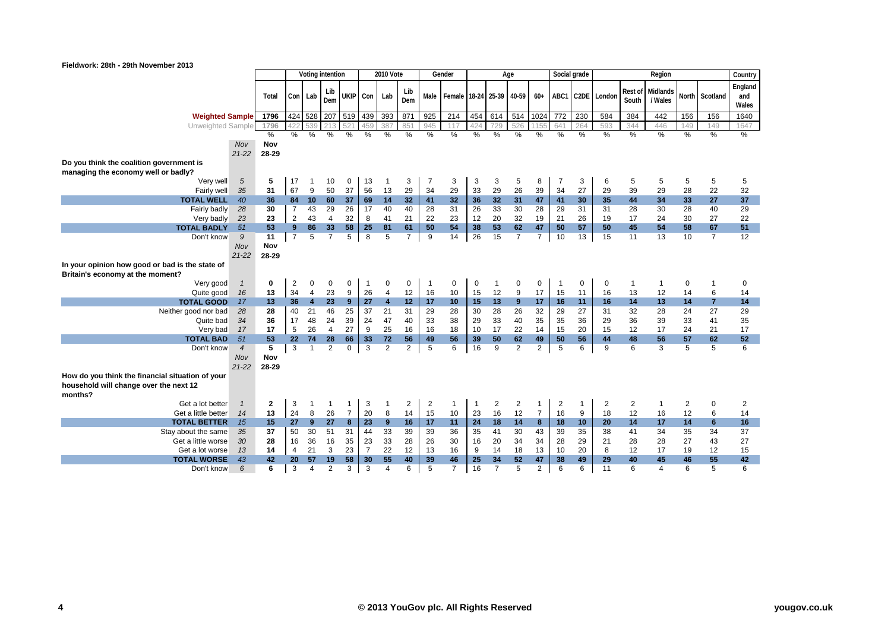**Fieldwork: 28th - 29th November 2013**

| | | | Voting intention | | | | 2010 Vote | | | Gender | | Age | | | | Social grade | | Region | | | | | Country |
|---|---|---|---|---|---|---|---|---|---|---|---|---|---|---|---|---|---|---|---|---|---|---|---|
| | | Total | Con | Lab | Lib Dem | UKIP | Con | Lab | Lib Dem | Male | Female | 18-24 | 25-39 | 40-59 | 60+ | ABC1 | C2DE | London | Rest of South | Midlands / Wales | North | Scotland | England and Wales |
| **Weighted Sample** | | 1796 | 424 | 528 | 207 | 519 | 439 | 393 | 871 | 925 | 214 | 454 | 614 | 514 | 1024 | 772 | 230 | 584 | 384 | 442 | 156 | 156 | 1640 |
| Unweighted Sample | | 1796 | 422 | 539 | 213 | 521 | 459 | 387 | 851 | 945 | 117 | 424 | 729 | 526 | 1155 | 641 | 264 | 593 | 344 | 446 | 149 | 149 | 1647 |
| | | % | % | % | % | % | % | % | % | % | % | % | % | % | % | % | % | % | % | % | % | % | % |
| | *Nov 21-22* | **Nov 28-29** | | | | | | | | | | | | | | | | | | | | | |
| **Do you think the coalition government is managing the economy well or badly?** | | | | | | | | | | | | | | | | | | | | | | | |
| Very well | *5* | **5** | 17 | 1 | 10 | 0 | 13 | 1 | 3 | 7 | 3 | 3 | 3 | 5 | 8 | 7 | 3 | 6 | 5 | 5 | 5 | 5 | 5 |
| Fairly well | *35* | **31** | 67 | 9 | 50 | 37 | 56 | 13 | 29 | 34 | 29 | 33 | 29 | 26 | 39 | 34 | 27 | 29 | 39 | 29 | 28 | 22 | 32 |
| **TOTAL WELL** | *40* | **36** | **84** | **10** | **60** | **37** | **69** | **14** | **32** | **41** | **32** | **36** | **32** | **31** | **47** | **41** | **30** | **35** | **44** | **34** | **33** | **27** | **37** |
| Fairly badly | *28* | **30** | 7 | 43 | 29 | 26 | 17 | 40 | 40 | 28 | 31 | 26 | 33 | 30 | 28 | 29 | 31 | 31 | 28 | 30 | 28 | 40 | 29 |
| Very badly | *23* | **23** | 2 | 43 | 4 | 32 | 8 | 41 | 21 | 22 | 23 | 12 | 20 | 32 | 19 | 21 | 26 | 19 | 17 | 24 | 30 | 27 | 22 |
| **TOTAL BADLY** | *51* | **53** | **9** | **86** | **33** | **58** | **25** | **81** | **61** | **50** | **54** | **38** | **53** | **62** | **47** | **50** | **57** | **50** | **45** | **54** | **58** | **67** | **51** |
| Don't know | *9* | **11** | 7 | 5 | 7 | 5 | 8 | 5 | 7 | 9 | 14 | 26 | 15 | 7 | 7 | 10 | 13 | 15 | 11 | 13 | 10 | 7 | 12 |
| | *Nov 21-22* | **Nov 28-29** | | | | | | | | | | | | | | | | | | | | | |
| **In your opinion how good or bad is the state of Britain's economy at the moment?** | | | | | | | | | | | | | | | | | | | | | | | |
| Very good | *1* | **0** | 2 | 0 | 0 | 0 | 1 | 0 | 0 | 1 | 0 | 0 | 1 | 0 | 0 | 1 | 0 | 0 | 1 | 1 | 0 | 1 | 0 |
| Quite good | *16* | **13** | 34 | 4 | 23 | 9 | 26 | 4 | 12 | 16 | 10 | 15 | 12 | 9 | 17 | 15 | 11 | 16 | 13 | 12 | 14 | 6 | 14 |
| **TOTAL GOOD** | *17* | **13** | **36** | **4** | **23** | **9** | **27** | **4** | **12** | **17** | **10** | **15** | **13** | **9** | **17** | **16** | **11** | **16** | **14** | **13** | **14** | **7** | **14** |
| Neither good nor bad | *28* | **28** | 40 | 21 | 46 | 25 | 37 | 21 | 31 | 29 | 28 | 30 | 28 | 26 | 32 | 29 | 27 | 31 | 32 | 28 | 24 | 27 | 29 |
| Quite bad | *34* | **36** | 17 | 48 | 24 | 39 | 24 | 47 | 40 | 33 | 38 | 29 | 33 | 40 | 35 | 35 | 36 | 29 | 36 | 39 | 33 | 41 | 35 |
| Very bad | *17* | **17** | 5 | 26 | 4 | 27 | 9 | 25 | 16 | 16 | 18 | 10 | 17 | 22 | 14 | 15 | 20 | 15 | 12 | 17 | 24 | 21 | 17 |
| **TOTAL BAD** | *51* | **53** | **22** | **74** | **28** | **66** | **33** | **72** | **56** | **49** | **56** | **39** | **50** | **62** | **49** | **50** | **56** | **44** | **48** | **56** | **57** | **62** | **52** |
| Don't know | *4* | **5** | 3 | 1 | 2 | 0 | 3 | 2 | 2 | 5 | 6 | 16 | 9 | 2 | 2 | 5 | 6 | 9 | 6 | 3 | 5 | 5 | 6 |
| | *Nov 21-22* | **Nov 28-29** | | | | | | | | | | | | | | | | | | | | | |
| **How do you think the financial situation of your household will change over the next 12 months?** | | | | | | | | | | | | | | | | | | | | | | | |
| Get a lot better | *1* | **2** | 3 | 1 | 1 | 1 | 3 | 1 | 2 | 2 | 1 | 1 | 2 | 2 | 1 | 2 | 1 | 2 | 2 | 1 | 2 | 0 | 2 |
| Get a little better | *14* | **13** | 24 | 8 | 26 | 7 | 20 | 8 | 14 | 15 | 10 | 23 | 16 | 12 | 7 | 16 | 9 | 18 | 12 | 16 | 12 | 6 | 14 |
| **TOTAL BETTER** | *15* | **15** | **27** | **9** | **27** | **8** | **23** | **9** | **16** | **17** | **11** | **24** | **18** | **14** | **8** | **18** | **10** | **20** | **14** | **17** | **14** | **6** | **16** |
| Stay about the same | *35* | **37** | 50 | 30 | 51 | 31 | 44 | 33 | 39 | 39 | 36 | 35 | 41 | 30 | 43 | 39 | 35 | 38 | 41 | 34 | 35 | 34 | 37 |
| Get a little worse | *30* | **28** | 16 | 36 | 16 | 35 | 23 | 33 | 28 | 26 | 30 | 16 | 20 | 34 | 34 | 28 | 29 | 21 | 28 | 28 | 27 | 43 | 27 |
| Get a lot worse | *13* | **14** | 4 | 21 | 3 | 23 | 7 | 22 | 12 | 13 | 16 | 9 | 14 | 18 | 13 | 10 | 20 | 8 | 12 | 17 | 19 | 12 | 15 |
| **TOTAL WORSE** | *43* | **42** | **20** | **57** | **19** | **58** | **30** | **55** | **40** | **39** | **46** | **25** | **34** | **52** | **47** | **38** | **49** | **29** | **40** | **45** | **46** | **55** | **42** |
| Don't know | *6* | **6** | 3 | 4 | 2 | 3 | 3 | 4 | 6 | 5 | 7 | 16 | 7 | 5 | 2 | 6 | 6 | 11 | 6 | 4 | 6 | 5 | 6 |

© 2013 YouGov plc. All Rights Reserved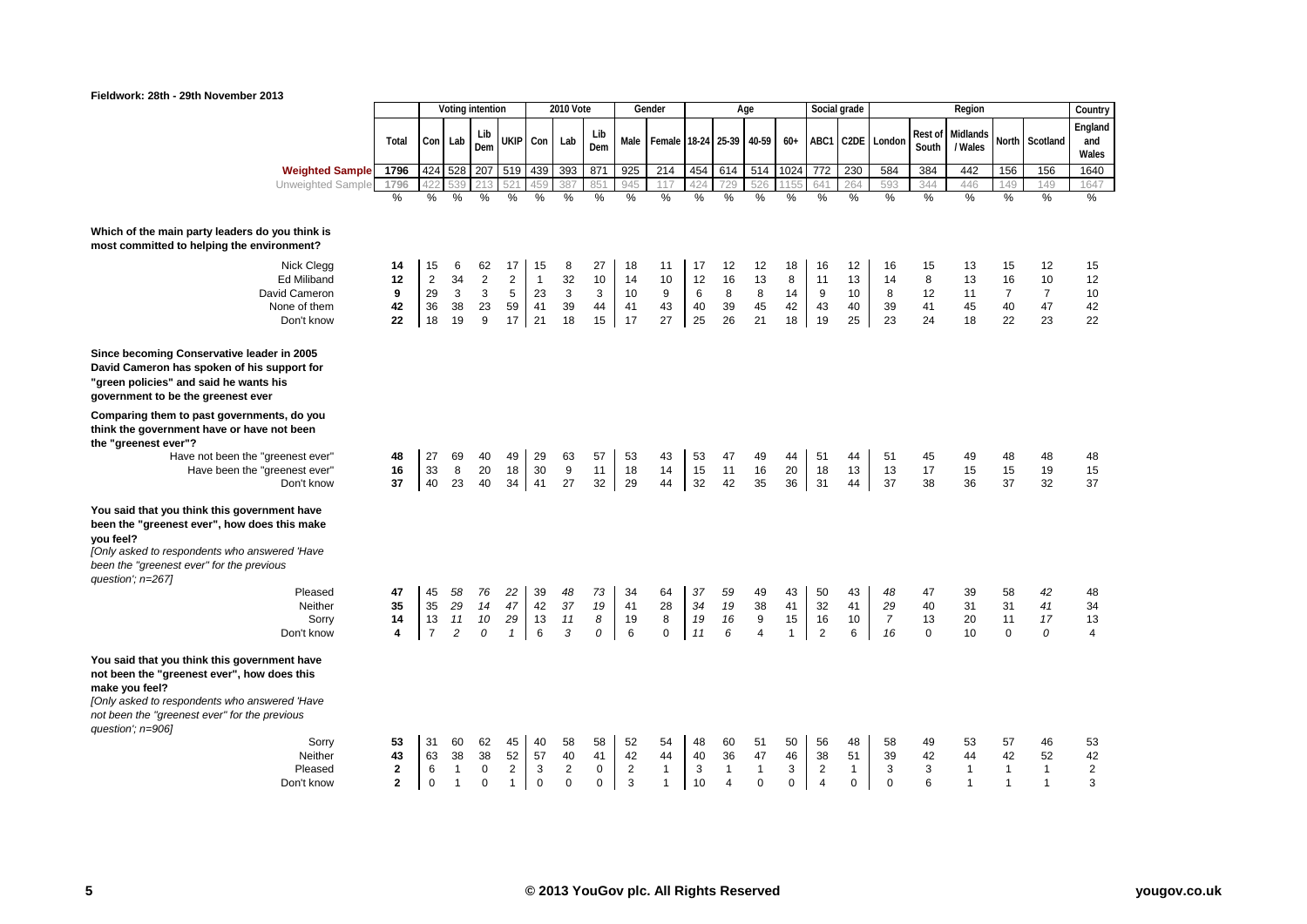**Fieldwork: 28th - 29th November 2013**

| | Total | Voting intention | | | | 2010 Vote | | | Gender | | Age | | | | Social grade | | Region | | | | | Country |
|---|---|---|---|---|---|---|---|---|---|---|---|---|---|---|---|---|---|---|---|---|---|---|
| | | Con | Lab | Lib Dem | UKIP | Con | Lab | Lib Dem | Male | Female | 18-24 | 25-39 | 40-59 | 60+ | ABC1 | C2DE | London | Rest of South | Midlands / Wales | North | Scotland | England and Wales |
| **Weighted Sample** | 1796 | 424 | 528 | 207 | 519 | 439 | 393 | 871 | 925 | 214 | 454 | 614 | 514 | 1024 | 772 | 230 | 584 | 384 | 442 | 156 | 156 | 1640 |
| Unweighted Sample | 1796 | 422 | 539 | 213 | 521 | 459 | 387 | 851 | 945 | 117 | 424 | 729 | 526 | 1155 | 641 | 264 | 593 | 344 | 446 | 149 | 149 | 1647 |
| | % | % | % | % | % | % | % | % | % | % | % | % | % | % | % | % | % | % | % | % | % | % |
| **Which of the main party leaders do you think is most committed to helping the environment?** | | | | | | | | | | | | | | | | | | | | | | |
| Nick Clegg | **14** | 15 | 6 | 62 | 17 | 15 | 8 | 27 | 18 | 11 | 17 | 12 | 12 | 18 | 16 | 12 | 16 | 15 | 13 | 15 | 12 | 15 |
| Ed Miliband | **12** | 2 | 34 | 2 | 2 | 1 | 32 | 10 | 14 | 10 | 12 | 16 | 13 | 8 | 11 | 13 | 14 | 8 | 13 | 16 | 10 | 12 |
| David Cameron | **9** | 29 | 3 | 3 | 5 | 23 | 3 | 3 | 10 | 9 | 6 | 8 | 8 | 14 | 9 | 10 | 8 | 12 | 11 | 7 | 7 | 10 |
| None of them | **42** | 36 | 38 | 23 | 59 | 41 | 39 | 44 | 41 | 43 | 40 | 39 | 45 | 42 | 43 | 40 | 39 | 41 | 45 | 40 | 47 | 42 |
| Don't know | **22** | 18 | 19 | 9 | 17 | 21 | 18 | 15 | 17 | 27 | 25 | 26 | 21 | 18 | 19 | 25 | 23 | 24 | 18 | 22 | 23 | 22 |
| **Since becoming Conservative leader in 2005 David Cameron has spoken of his support for "green policies" and said he wants his government to be the greenest ever** | | | | | | | | | | | | | | | | | | | | | | |
| **Comparing them to past governments, do you think the government have or have not been the "greenest ever"?** | | | | | | | | | | | | | | | | | | | | | | |
| Have not been the "greenest ever" | **48** | 27 | 69 | 40 | 49 | 29 | 63 | 57 | 53 | 43 | 53 | 47 | 49 | 44 | 51 | 44 | 51 | 45 | 49 | 48 | 48 | 48 |
| Have been the "greenest ever" | **16** | 33 | 8 | 20 | 18 | 30 | 9 | 11 | 18 | 14 | 15 | 11 | 16 | 20 | 18 | 13 | 13 | 17 | 15 | 15 | 19 | 15 |
| Don't know | **37** | 40 | 23 | 40 | 34 | 41 | 27 | 32 | 29 | 44 | 32 | 42 | 35 | 36 | 31 | 44 | 37 | 38 | 36 | 37 | 32 | 37 |
| **You said that you think this government have been the "greenest ever", how does this make you feel?** *[Only asked to respondents who answered 'Have been the "greenest ever" for the previous question'; n=267]* | | | | | | | | | | | | | | | | | | | | | | |
| Pleased | **47** | 45 | *58* | *76* | *22* | 39 | *48* | *73* | 34 | 64 | *37* | 59 | 49 | 43 | 50 | 43 | *48* | 47 | 39 | *58* | *42* | 48 |
| Neither | **35** | 35 | *29* | *14* | *47* | 42 | *37* | *19* | 41 | 28 | *34* | 19 | 38 | 41 | 32 | 41 | *29* | 40 | 31 | *31* | *41* | 34 |
| Sorry | **14** | 13 | *11* | *10* | *29* | 13 | *11* | *8* | 19 | 8 | *19* | 16 | 9 | 15 | 16 | 10 | *7* | 13 | 20 | *11* | *17* | 13 |
| Don't know | **4** | 7 | *2* | *0* | *1* | 6 | *3* | *0* | 6 | 0 | *11* | 6 | 4 | 1 | 2 | 6 | *16* | 0 | 10 | *0* | *0* | 4 |
| **You said that you think this government have not been the "greenest ever", how does this make you feel?** *[Only asked to respondents who answered 'Have not been the "greenest ever" for the previous question'; n=906]* | | | | | | | | | | | | | | | | | | | | | | |
| Sorry | **53** | 31 | 60 | 62 | 45 | 40 | 58 | 58 | 52 | 54 | 48 | 60 | 51 | 50 | 56 | 48 | 58 | 49 | 53 | 57 | 46 | 53 |
| Neither | **43** | 63 | 38 | 38 | 52 | 57 | 40 | 41 | 42 | 44 | 40 | 36 | 47 | 46 | 38 | 51 | 39 | 42 | 44 | 42 | 52 | 42 |
| Pleased | **2** | 6 | 1 | 0 | 2 | 3 | 2 | 0 | 2 | 1 | 3 | 1 | 1 | 3 | 2 | 1 | 3 | 3 | 1 | 1 | 1 | 2 |
| Don't know | **2** | 0 | 1 | 0 | 1 | 0 | 0 | 0 | 3 | 1 | 10 | 4 | 0 | 0 | 4 | 0 | 0 | 6 | 1 | 1 | 1 | 3 |

© 2013 YouGov plc. All Rights Reserved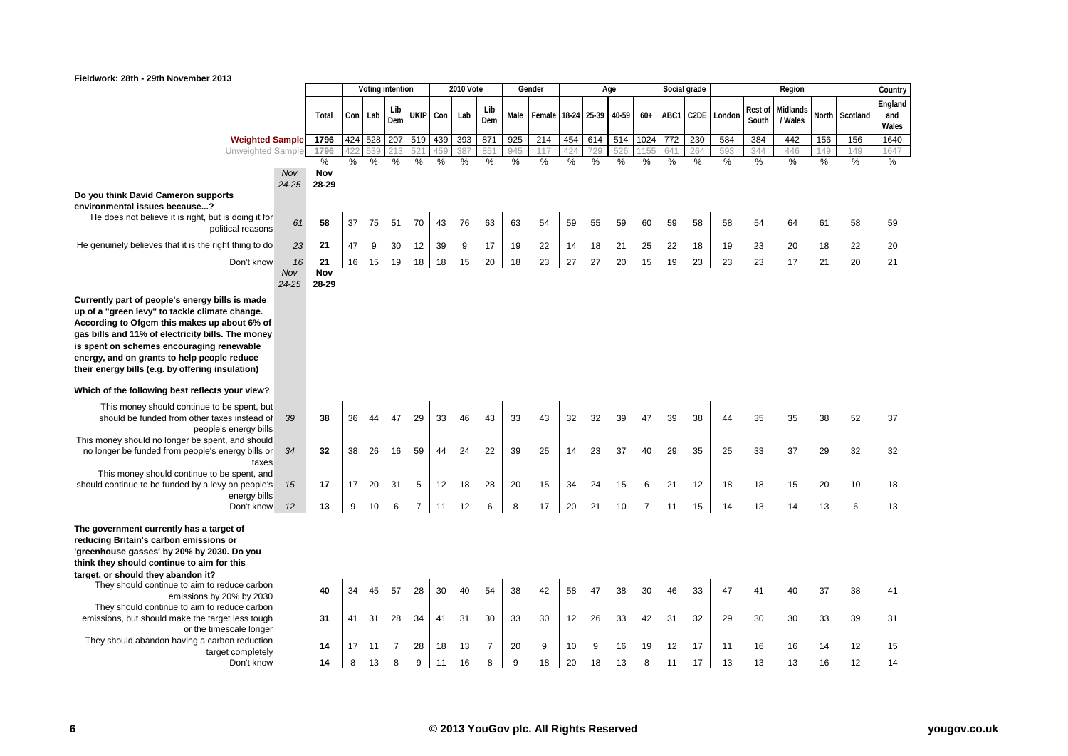**Fieldwork: 28th - 29th November 2013**

| | | | Voting intention | | | | 2010 Vote | | | Gender | | Age | | | | Social grade | | Region | | | | | Country |
|---|---|---|---|---|---|---|---|---|---|---|---|---|---|---|---|---|---|---|---|---|---|---|---|
| | | Total | Con | Lab | Lib Dem | UKIP | Con | Lab | Lib Dem | Male | Female | 18-24 | 25-39 | 40-59 | 60+ | ABC1 | C2DE | London | Rest of South | Midlands / Wales | North | Scotland | England and Wales |
| **Weighted Sample** | | 1796 | 424 | 528 | 207 | 519 | 439 | 393 | 871 | 925 | 214 | 454 | 614 | 514 | 1024 | 772 | 230 | 584 | 384 | 442 | 156 | 156 | 1640 |
| Unweighted Sample | | 1796 | 422 | 539 | 213 | 521 | 459 | 387 | 851 | 945 | 117 | 424 | 729 | 526 | 1155 | 641 | 264 | 593 | 344 | 446 | 149 | 149 | 1647 |
| | | % | % | % | % | % | % | % | % | % | % | % | % | % | % | % | % | % | % | % | % | % | % |
| | *Nov 24-25* | **Nov 28-29** | | | | | | | | | | | | | | | | | | | | | |
| **Do you think David Cameron supports environmental issues because...?** | | | | | | | | | | | | | | | | | | | | | | | |
| He does not believe it is right, but is doing it for political reasons | *61* | **58** | 37 | 75 | 51 | 70 | 43 | 76 | 63 | 63 | 54 | 59 | 55 | 59 | 60 | 59 | 58 | 58 | 54 | 64 | 61 | 58 | 59 |
| He genuinely believes that it is the right thing to do | *23* | **21** | 47 | 9 | 30 | 12 | 39 | 9 | 17 | 19 | 22 | 14 | 18 | 21 | 25 | 22 | 18 | 19 | 23 | 20 | 18 | 22 | 20 |
| Don't know | *16* | **21** | 16 | 15 | 19 | 18 | 18 | 15 | 20 | 18 | 23 | 27 | 27 | 20 | 15 | 19 | 23 | 23 | 23 | 17 | 21 | 20 | 21 |
| | *Nov 24-25* | **Nov 28-29** | | | | | | | | | | | | | | | | | | | | | |
| **Currently part of people's energy bills is made up of a "green levy" to tackle climate change. According to Ofgem this makes up about 6% of gas bills and 11% of electricity bills. The money is spent on schemes encouraging renewable energy, and on grants to help people reduce their energy bills (e.g. by offering insulation)** | | | | | | | | | | | | | | | | | | | | | | | |
| **Which of the following best reflects your view?** | | | | | | | | | | | | | | | | | | | | | | | |
| This money should continue to be spent, but should be funded from other taxes instead of people's energy bills | *39* | **38** | 36 | 44 | 47 | 29 | 33 | 46 | 43 | 33 | 43 | 32 | 32 | 39 | 47 | 39 | 38 | 44 | 35 | 35 | 38 | 52 | 37 |
| This money should no longer be spent, and should no longer be funded from people's energy bills or taxes | *34* | **32** | 38 | 26 | 16 | 59 | 44 | 24 | 22 | 39 | 25 | 14 | 23 | 37 | 40 | 29 | 35 | 25 | 33 | 37 | 29 | 32 | 32 |
| This money should continue to be spent, and should continue to be funded by a levy on people's energy bills | *15* | **17** | 17 | 20 | 31 | 5 | 12 | 18 | 28 | 20 | 15 | 34 | 24 | 15 | 6 | 21 | 12 | 18 | 18 | 15 | 20 | 10 | 18 |
| Don't know | *12* | **13** | 9 | 10 | 6 | 7 | 11 | 12 | 6 | 8 | 17 | 20 | 21 | 10 | 7 | 11 | 15 | 14 | 13 | 14 | 13 | 6 | 13 |
| **The government currently has a target of reducing Britain's carbon emissions or 'greenhouse gasses' by 20% by 2030. Do you think they should continue to aim for this target, or should they abandon it?** | | | | | | | | | | | | | | | | | | | | | | | |
| They should continue to aim to reduce carbon emissions by 20% by 2030 | | **40** | 34 | 45 | 57 | 28 | 30 | 40 | 54 | 38 | 42 | 58 | 47 | 38 | 30 | 46 | 33 | 47 | 41 | 40 | 37 | 38 | 41 |
| They should continue to aim to reduce carbon emissions, but should make the target less tough or the timescale longer | | **31** | 41 | 31 | 28 | 34 | 41 | 31 | 30 | 33 | 30 | 12 | 26 | 33 | 42 | 31 | 32 | 29 | 30 | 30 | 33 | 39 | 31 |
| They should abandon having a carbon reduction target completely | | **14** | 17 | 11 | 7 | 28 | 18 | 13 | 7 | 20 | 9 | 10 | 9 | 16 | 19 | 12 | 17 | 11 | 16 | 16 | 14 | 12 | 15 |
| Don't know | | **14** | 8 | 13 | 8 | 9 | 11 | 16 | 8 | 9 | 18 | 20 | 18 | 13 | 8 | 11 | 17 | 13 | 13 | 13 | 16 | 12 | 14 |

© 2013 YouGov plc. All Rights Reserved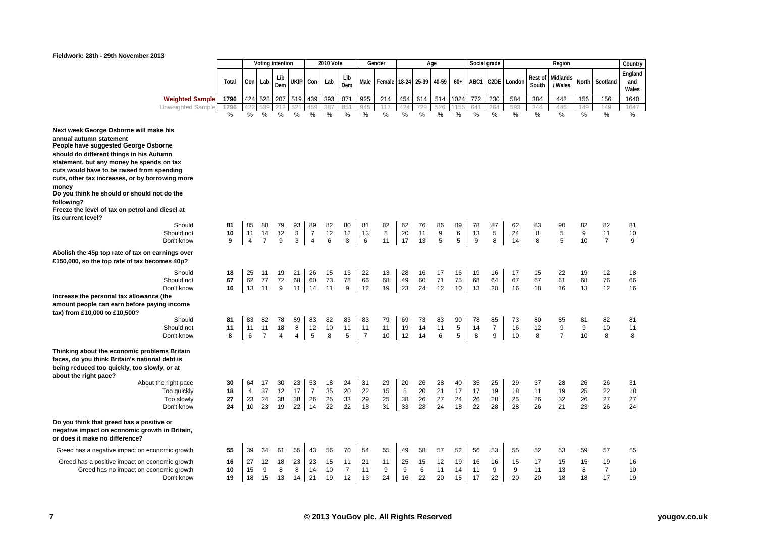**Fieldwork: 28th - 29th November 2013**

| | Total | Voting intention | | | | 2010 Vote | | | Gender | | Age | | | | Social grade | | Region | | | | | Country |
|---|---|---|---|---|---|---|---|---|---|---|---|---|---|---|---|---|---|---|---|---|---|---|
| | | Con | Lab | Lib Dem | UKIP | Con | Lab | Lib Dem | Male | Female | 18-24 | 25-39 | 40-59 | 60+ | ABC1 | C2DE | London | Rest of South | Midlands / Wales | North | Scotland | England and Wales |
| **Weighted Sample** | 1796 | 424 | 528 | 207 | 519 | 439 | 393 | 871 | 925 | 214 | 454 | 614 | 514 | 1024 | 772 | 230 | 584 | 384 | 442 | 156 | 156 | 1640 |
| Unweighted Sample | 1796 | 422 | 539 | 213 | 521 | 459 | 387 | 851 | 945 | 117 | 424 | 729 | 526 | 1155 | 641 | 264 | 593 | 344 | 446 | 149 | 149 | 1647 |
| | % | % | % | % | % | % | % | % | % | % | % | % | % | % | % | % | % | % | % | % | % | % |
| **Next week George Osborne will make his annual autumn statement** | | | | | | | | | | | | | | | | | | | | | | |
| **People have suggested George Osborne should do different things in his Autumn statement, but any money he spends on tax cuts would have to be raised from spending cuts, other tax increases, or by borrowing more money** | | | | | | | | | | | | | | | | | | | | | | |
| **Do you think he should or should not do the following?** | | | | | | | | | | | | | | | | | | | | | | |
| **Freeze the level of tax on petrol and diesel at its current level?** | | | | | | | | | | | | | | | | | | | | | | |
| Should | **81** | 85 | 80 | 79 | 93 | 89 | 82 | 80 | 81 | 82 | 62 | 76 | 86 | 89 | 78 | 87 | 62 | 83 | 90 | 82 | 82 | 81 |
| Should not | **10** | 11 | 14 | 12 | 3 | 7 | 12 | 12 | 13 | 8 | 20 | 11 | 9 | 6 | 13 | 5 | 24 | 8 | 5 | 9 | 11 | 10 |
| Don't know | **9** | 4 | 7 | 9 | 3 | 4 | 6 | 8 | 6 | 11 | 17 | 13 | 5 | 5 | 9 | 8 | 14 | 8 | 5 | 10 | 7 | 9 |
| **Abolish the 45p top rate of tax on earnings over £150,000, so the top rate of tax becomes 40p?** | | | | | | | | | | | | | | | | | | | | | | |
| Should | **18** | 25 | 11 | 19 | 21 | 26 | 15 | 13 | 22 | 13 | 28 | 16 | 17 | 16 | 19 | 16 | 17 | 15 | 22 | 19 | 12 | 18 |
| Should not | **67** | 62 | 77 | 72 | 68 | 60 | 73 | 78 | 66 | 68 | 49 | 60 | 71 | 75 | 68 | 64 | 67 | 67 | 61 | 68 | 76 | 66 |
| Don't know | **16** | 13 | 11 | 9 | 11 | 14 | 11 | 9 | 12 | 19 | 23 | 24 | 12 | 10 | 13 | 20 | 16 | 18 | 16 | 13 | 12 | 16 |
| **Increase the personal tax allowance (the amount people can earn before paying income tax) from £10,000 to £10,500?** | | | | | | | | | | | | | | | | | | | | | | |
| Should | **81** | 83 | 82 | 78 | 89 | 83 | 82 | 83 | 83 | 79 | 69 | 73 | 83 | 90 | 78 | 85 | 73 | 80 | 85 | 81 | 82 | 81 |
| Should not | **11** | 11 | 11 | 18 | 8 | 12 | 10 | 11 | 11 | 11 | 19 | 14 | 11 | 5 | 14 | 7 | 16 | 12 | 9 | 9 | 10 | 11 |
| Don't know | **8** | 6 | 7 | 4 | 4 | 5 | 8 | 5 | 7 | 10 | 12 | 14 | 6 | 5 | 8 | 9 | 10 | 8 | 7 | 10 | 8 | 8 |
| **Thinking about the economic problems Britain faces, do you think Britain's national debt is being reduced too quickly, too slowly, or at about the right pace?** | | | | | | | | | | | | | | | | | | | | | | |
| About the right pace | **30** | 64 | 17 | 30 | 23 | 53 | 18 | 24 | 31 | 29 | 20 | 26 | 28 | 40 | 35 | 25 | 29 | 37 | 28 | 26 | 26 | 31 |
| Too quickly | **18** | 4 | 37 | 12 | 17 | 7 | 35 | 20 | 22 | 15 | 8 | 20 | 21 | 17 | 17 | 19 | 18 | 11 | 19 | 25 | 22 | 18 |
| Too slowly | **27** | 23 | 24 | 38 | 38 | 26 | 25 | 33 | 29 | 25 | 38 | 26 | 27 | 24 | 26 | 28 | 25 | 26 | 32 | 26 | 27 | 27 |
| Don't know | **24** | 10 | 23 | 19 | 22 | 14 | 22 | 22 | 18 | 31 | 33 | 28 | 24 | 18 | 22 | 28 | 28 | 26 | 21 | 23 | 26 | 24 |
| **Do you think that greed has a positive or negative impact on economic growth in Britain, or does it make no difference?** | | | | | | | | | | | | | | | | | | | | | | |
| Greed has a negative impact on economic growth | **55** | 39 | 64 | 61 | 55 | 43 | 56 | 70 | 54 | 55 | 49 | 58 | 57 | 52 | 56 | 53 | 55 | 52 | 53 | 59 | 57 | 55 |
| Greed has a positive impact on economic growth | **16** | 27 | 12 | 18 | 23 | 23 | 15 | 11 | 21 | 11 | 25 | 15 | 12 | 19 | 16 | 16 | 15 | 17 | 15 | 15 | 19 | 16 |
| Greed has no impact on economic growth | **10** | 15 | 9 | 8 | 8 | 14 | 10 | 7 | 11 | 9 | 9 | 6 | 11 | 14 | 11 | 9 | 9 | 11 | 13 | 8 | 7 | 10 |
| Don't know | **19** | 18 | 15 | 13 | 14 | 21 | 19 | 12 | 13 | 24 | 16 | 22 | 20 | 15 | 17 | 22 | 20 | 20 | 18 | 18 | 17 | 19 |

© 2013 YouGov plc. All Rights Reserved

yougov.co.uk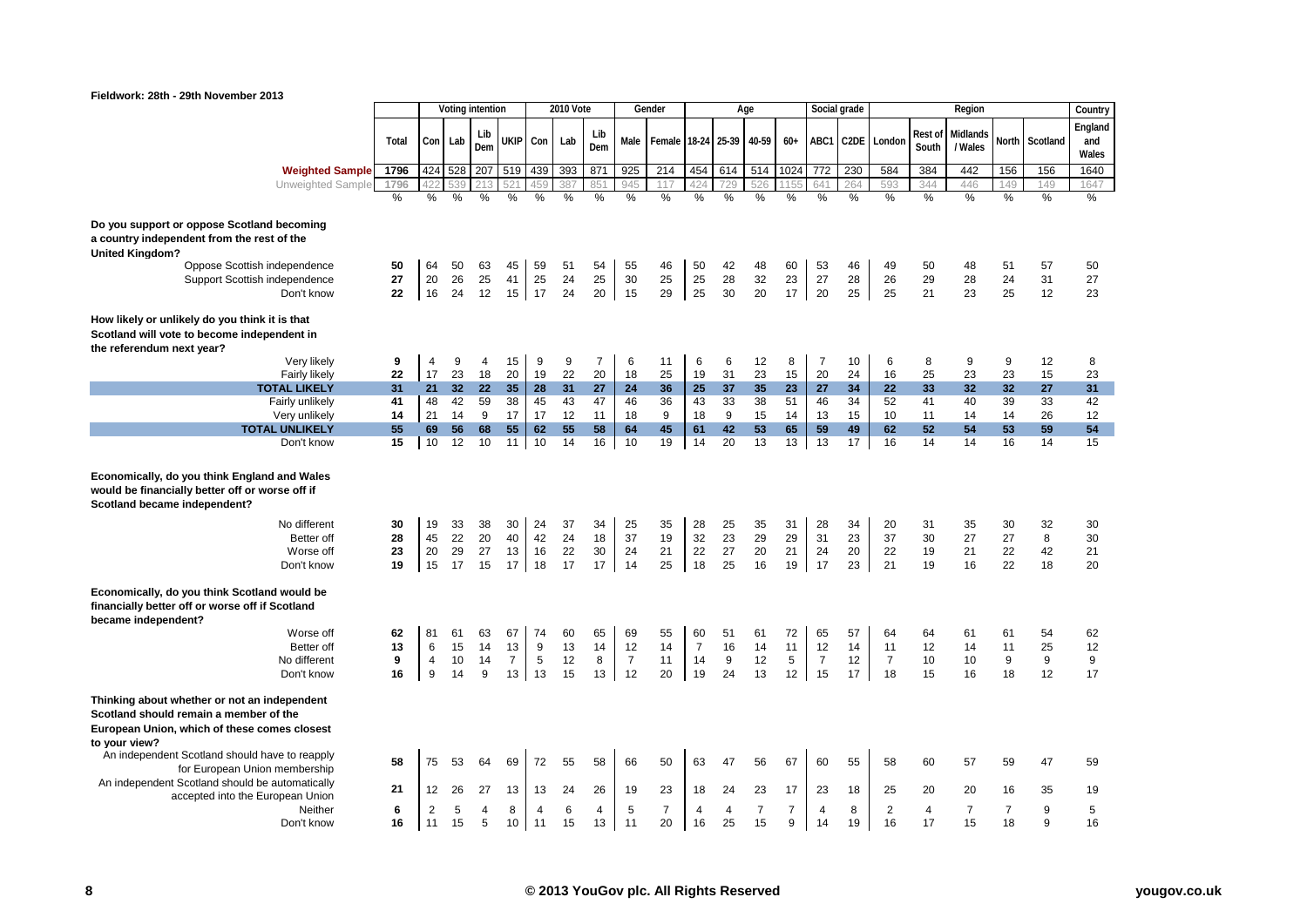**Fieldwork: 28th - 29th November 2013**

| | Total | Voting intention | | | | 2010 Vote | | | Gender | | Age | | | | Social grade | | Region | | | | | Country |
|---|---|---|---|---|---|---|---|---|---|---|---|---|---|---|---|---|---|---|---|---|---|---|
| | | Con | Lab | Lib Dem | UKIP | Con | Lab | Lib Dem | Male | Female | 18-24 | 25-39 | 40-59 | 60+ | ABC1 | C2DE | London | Rest of South | Midlands / Wales | North | Scotland | England and Wales |
| **Weighted Sample** | 1796 | 424 | 528 | 207 | 519 | 439 | 393 | 871 | 925 | 214 | 454 | 614 | 514 | 1024 | 772 | 230 | 584 | 384 | 442 | 156 | 156 | 1640 |
| Unweighted Sample | 1796 | 422 | 539 | 213 | 521 | 459 | 387 | 851 | 945 | 117 | 424 | 729 | 526 | 1155 | 641 | 264 | 593 | 344 | 446 | 149 | 149 | 1647 |
| | % | % | % | % | % | % | % | % | % | % | % | % | % | % | % | % | % | % | % | % | % | % |
| **Do you support or oppose Scotland becoming a country independent from the rest of the United Kingdom?** | | | | | | | | | | | | | | | | | | | | | | |
| Oppose Scottish independence | 50 | 64 | 50 | 63 | 45 | 59 | 51 | 54 | 55 | 46 | 50 | 42 | 48 | 60 | 53 | 46 | 49 | 50 | 48 | 51 | 57 | 50 |
| Support Scottish independence | 27 | 20 | 26 | 25 | 41 | 25 | 24 | 25 | 30 | 25 | 25 | 28 | 32 | 23 | 27 | 28 | 26 | 29 | 28 | 24 | 31 | 27 |
| Don't know | 22 | 16 | 24 | 12 | 15 | 17 | 24 | 20 | 15 | 29 | 25 | 30 | 20 | 17 | 20 | 25 | 25 | 21 | 23 | 25 | 12 | 23 |
| **How likely or unlikely do you think it is that Scotland will vote to become independent in the referendum next year?** | | | | | | | | | | | | | | | | | | | | | | |
| Very likely | 9 | 4 | 9 | 4 | 15 | 9 | 9 | 7 | 6 | 11 | 6 | 6 | 12 | 8 | 7 | 10 | 6 | 8 | 9 | 9 | 12 | 8 |
| Fairly likely | 22 | 17 | 23 | 18 | 20 | 19 | 22 | 20 | 18 | 25 | 19 | 31 | 23 | 15 | 20 | 24 | 16 | 25 | 23 | 23 | 15 | 23 |
| **TOTAL LIKELY** | **31** | **21** | **32** | **22** | **35** | **28** | **31** | **27** | **24** | **36** | **25** | **37** | **35** | **23** | **27** | **34** | **22** | **33** | **32** | **32** | **27** | **31** |
| Fairly unlikely | 41 | 48 | 42 | 59 | 38 | 45 | 43 | 47 | 46 | 36 | 43 | 33 | 38 | 51 | 46 | 34 | 52 | 41 | 40 | 39 | 33 | 42 |
| Very unlikely | 14 | 21 | 14 | 9 | 17 | 17 | 12 | 11 | 18 | 9 | 18 | 9 | 15 | 14 | 13 | 15 | 10 | 11 | 14 | 14 | 26 | 12 |
| **TOTAL UNLIKELY** | **55** | **69** | **56** | **68** | **55** | **62** | **55** | **58** | **64** | **45** | **61** | **42** | **53** | **65** | **59** | **49** | **62** | **52** | **54** | **53** | **59** | **54** |
| Don't know | 15 | 10 | 12 | 10 | 11 | 10 | 14 | 16 | 10 | 19 | 14 | 20 | 13 | 13 | 13 | 17 | 16 | 14 | 14 | 16 | 14 | 15 |
| **Economically, do you think England and Wales would be financially better off or worse off if Scotland became independent?** | | | | | | | | | | | | | | | | | | | | | | |
| No different | 30 | 19 | 33 | 38 | 30 | 24 | 37 | 34 | 25 | 35 | 28 | 25 | 35 | 31 | 28 | 34 | 20 | 31 | 35 | 30 | 32 | 30 |
| Better off | 28 | 45 | 22 | 20 | 40 | 42 | 24 | 18 | 37 | 19 | 32 | 23 | 29 | 29 | 31 | 23 | 37 | 30 | 27 | 27 | 8 | 30 |
| Worse off | 23 | 20 | 29 | 27 | 13 | 16 | 22 | 30 | 24 | 21 | 22 | 27 | 20 | 21 | 24 | 20 | 22 | 19 | 21 | 22 | 42 | 21 |
| Don't know | 19 | 15 | 17 | 15 | 17 | 18 | 17 | 17 | 14 | 25 | 18 | 25 | 16 | 19 | 17 | 23 | 21 | 19 | 16 | 22 | 18 | 20 |
| **Economically, do you think Scotland would be financially better off or worse off if Scotland became independent?** | | | | | | | | | | | | | | | | | | | | | | |
| Worse off | 62 | 81 | 61 | 63 | 67 | 74 | 60 | 65 | 69 | 55 | 60 | 51 | 61 | 72 | 65 | 57 | 64 | 64 | 61 | 61 | 54 | 62 |
| Better off | 13 | 6 | 15 | 14 | 13 | 9 | 13 | 14 | 12 | 14 | 7 | 16 | 14 | 11 | 12 | 14 | 11 | 12 | 14 | 11 | 25 | 12 |
| No different | 9 | 4 | 10 | 14 | 7 | 5 | 12 | 8 | 7 | 11 | 14 | 9 | 12 | 5 | 7 | 12 | 7 | 10 | 10 | 9 | 9 | 9 |
| Don't know | 16 | 9 | 14 | 9 | 13 | 13 | 15 | 13 | 12 | 20 | 19 | 24 | 13 | 12 | 15 | 17 | 18 | 15 | 16 | 18 | 12 | 17 |
| **Thinking about whether or not an independent Scotland should remain a member of the European Union, which of these comes closest to your view?** | | | | | | | | | | | | | | | | | | | | | | |
| An independent Scotland should have to reapply for European Union membership | 58 | 75 | 53 | 64 | 69 | 72 | 55 | 58 | 66 | 50 | 63 | 47 | 56 | 67 | 60 | 55 | 58 | 60 | 57 | 59 | 47 | 59 |
| An independent Scotland should be automatically accepted into the European Union | 21 | 12 | 26 | 27 | 13 | 13 | 24 | 26 | 19 | 23 | 18 | 24 | 23 | 17 | 23 | 18 | 25 | 20 | 20 | 16 | 35 | 19 |
| Neither | 6 | 2 | 5 | 4 | 8 | 4 | 6 | 4 | 5 | 7 | 4 | 4 | 7 | 7 | 4 | 8 | 2 | 4 | 7 | 7 | 9 | 5 |
| Don't know | 16 | 11 | 15 | 5 | 10 | 11 | 15 | 13 | 11 | 20 | 16 | 25 | 15 | 9 | 14 | 19 | 16 | 17 | 15 | 18 | 9 | 16 |

© 2013 YouGov plc. All Rights Reserved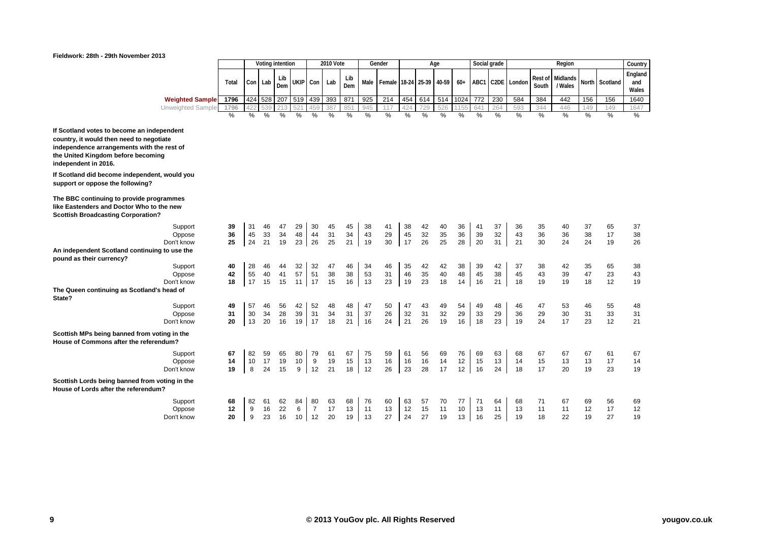Fieldwork: 28th - 29th November 2013

| | Total | Voting intention | | | | 2010 Vote | | | Gender | | Age | | | | Social grade | | Region | | | | | Country |
|---|---|---|---|---|---|---|---|---|---|---|---|---|---|---|---|---|---|---|---|---|---|---|
| | | Con | Lab | Lib Dem | UKIP | Con | Lab | Lib Dem | Male | Female | 18-24 | 25-39 | 40-59 | 60+ | ABC1 | C2DE | London | Rest of South | Midlands / Wales | North | Scotland | England and Wales |
| **Weighted Sample** | 1796 | 424 | 528 | 207 | 519 | 439 | 393 | 871 | 925 | 214 | 454 | 614 | 514 | 1024 | 772 | 230 | 584 | 384 | 442 | 156 | 156 | 1640 |
| Unweighted Sample | 1796 | 422 | 539 | 213 | 521 | 459 | 387 | 851 | 945 | 117 | 424 | 729 | 526 | 1155 | 641 | 264 | 593 | 344 | 446 | 149 | 149 | 1647 |
| | % | % | % | % | % | % | % | % | % | % | % | % | % | % | % | % | % | % | % | % | % | % |
| **If Scotland votes to become an independent country, it would then need to negotiate independence arrangements with the rest of the United Kingdom before becoming independent in 2016.** | | | | | | | | | | | | | | | | | | | | | | |
| **If Scotland did become independent, would you support or oppose the following?** | | | | | | | | | | | | | | | | | | | | | | |
| **The BBC continuing to provide programmes like Eastenders and Doctor Who to the new Scottish Broadcasting Corporation?** | | | | | | | | | | | | | | | | | | | | | | |
| Support | **39** | 31 | 46 | 47 | 29 | 30 | 45 | 45 | 38 | 41 | 38 | 42 | 40 | 36 | 41 | 37 | 36 | 35 | 40 | 37 | 65 | 37 |
| Oppose | **36** | 45 | 33 | 34 | 48 | 44 | 31 | 34 | 43 | 29 | 45 | 32 | 35 | 36 | 39 | 32 | 43 | 36 | 36 | 38 | 17 | 38 |
| Don't know | **25** | 24 | 21 | 19 | 23 | 26 | 25 | 21 | 19 | 30 | 17 | 26 | 25 | 28 | 20 | 31 | 21 | 30 | 24 | 24 | 19 | 26 |
| **An independent Scotland continuing to use the pound as their currency?** | | | | | | | | | | | | | | | | | | | | | | |
| Support | **40** | 28 | 46 | 44 | 32 | 32 | 47 | 46 | 34 | 46 | 35 | 42 | 42 | 38 | 39 | 42 | 37 | 38 | 42 | 35 | 65 | 38 |
| Oppose | **42** | 55 | 40 | 41 | 57 | 51 | 38 | 38 | 53 | 31 | 46 | 35 | 40 | 48 | 45 | 38 | 45 | 43 | 39 | 47 | 23 | 43 |
| Don't know | **18** | 17 | 15 | 15 | 11 | 17 | 15 | 16 | 13 | 23 | 19 | 23 | 18 | 14 | 16 | 21 | 18 | 19 | 19 | 18 | 12 | 19 |
| **The Queen continuing as Scotland's head of State?** | | | | | | | | | | | | | | | | | | | | | | |
| Support | **49** | 57 | 46 | 56 | 42 | 52 | 48 | 48 | 47 | 50 | 47 | 43 | 49 | 54 | 49 | 48 | 46 | 47 | 53 | 46 | 55 | 48 |
| Oppose | **31** | 30 | 34 | 28 | 39 | 31 | 34 | 31 | 37 | 26 | 32 | 31 | 32 | 29 | 33 | 29 | 36 | 29 | 30 | 31 | 33 | 31 |
| Don't know | **20** | 13 | 20 | 16 | 19 | 17 | 18 | 21 | 16 | 24 | 21 | 26 | 19 | 16 | 18 | 23 | 19 | 24 | 17 | 23 | 12 | 21 |
| **Scottish MPs being banned from voting in the House of Commons after the referendum?** | | | | | | | | | | | | | | | | | | | | | | |
| Support | **67** | 82 | 59 | 65 | 80 | 79 | 61 | 67 | 75 | 59 | 61 | 56 | 69 | 76 | 69 | 63 | 68 | 67 | 67 | 67 | 61 | 67 |
| Oppose | **14** | 10 | 17 | 19 | 10 | 9 | 19 | 15 | 13 | 16 | 16 | 16 | 14 | 12 | 15 | 13 | 14 | 15 | 13 | 13 | 17 | 14 |
| Don't know | **19** | 8 | 24 | 15 | 9 | 12 | 21 | 18 | 12 | 26 | 23 | 28 | 17 | 12 | 16 | 24 | 18 | 17 | 20 | 19 | 23 | 19 |
| **Scottish Lords being banned from voting in the House of Lords after the referendum?** | | | | | | | | | | | | | | | | | | | | | | |
| Support | **68** | 82 | 61 | 62 | 84 | 80 | 63 | 68 | 76 | 60 | 63 | 57 | 70 | 77 | 71 | 64 | 68 | 71 | 67 | 69 | 56 | 69 |
| Oppose | **12** | 9 | 16 | 22 | 6 | 7 | 17 | 13 | 11 | 13 | 12 | 15 | 11 | 10 | 13 | 11 | 13 | 11 | 11 | 12 | 17 | 12 |
| Don't know | **20** | 9 | 23 | 16 | 10 | 12 | 20 | 19 | 13 | 27 | 24 | 27 | 19 | 13 | 16 | 25 | 19 | 18 | 22 | 19 | 27 | 19 |

© 2013 YouGov plc. All Rights Reserved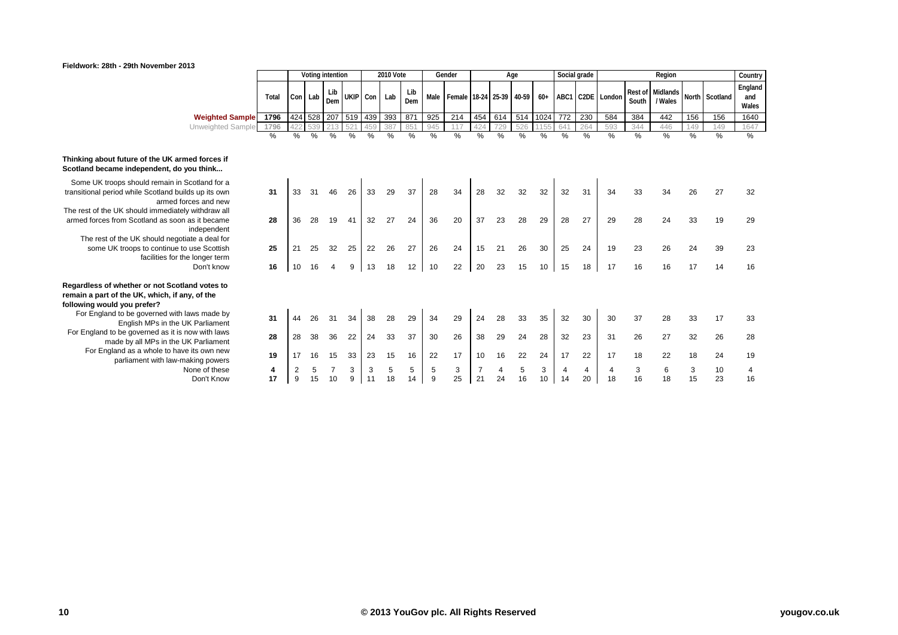Fieldwork: 28th - 29th November 2013

| | Total | Voting intention | | | | 2010 Vote | | | Gender | | Age | | | | Social grade | | Region | | | | | Country |
|---|---|---|---|---|---|---|---|---|---|---|---|---|---|---|---|---|---|---|---|---|---|---|
| | | Con | Lab | Lib Dem | UKIP | Con | Lab | Lib Dem | Male | Female | 18-24 | 25-39 | 40-59 | 60+ | ABC1 | C2DE | London | Rest of South | Midlands / Wales | North | Scotland | England and Wales |
| **Weighted Sample** | **1796** | 424 | 528 | 207 | 519 | 439 | 393 | 871 | 925 | 214 | 454 | 614 | 514 | 1024 | 772 | 230 | 584 | 384 | 442 | 156 | 156 | 1640 |
| Unweighted Sample | 1796 | 422 | 539 | 213 | 521 | 459 | 387 | 851 | 945 | 117 | 424 | 729 | 526 | 1155 | 641 | 264 | 593 | 344 | 446 | 149 | 149 | 1647 |
| | % | % | % | % | % | % | % | % | % | % | % | % | % | % | % | % | % | % | % | % | % | % |
| **Thinking about future of the UK armed forces if Scotland became independent, do you think...** | | | | | | | | | | | | | | | | | | | | | | |
| Some UK troops should remain in Scotland for a transitional period while Scotland builds up its own armed forces and new | **31** | 33 | 31 | 46 | 26 | 33 | 29 | 37 | 28 | 34 | 28 | 32 | 32 | 32 | 32 | 31 | 34 | 33 | 34 | 26 | 27 | 32 |
| The rest of the UK should immediately withdraw all armed forces from Scotland as soon as it became independent | **28** | 36 | 28 | 19 | 41 | 32 | 27 | 24 | 36 | 20 | 37 | 23 | 28 | 29 | 28 | 27 | 29 | 28 | 24 | 33 | 19 | 29 |
| The rest of the UK should negotiate a deal for some UK troops to continue to use Scottish facilities for the longer term | **25** | 21 | 25 | 32 | 25 | 22 | 26 | 27 | 26 | 24 | 15 | 21 | 26 | 30 | 25 | 24 | 19 | 23 | 26 | 24 | 39 | 23 |
| Don't know | **16** | 10 | 16 | 4 | 9 | 13 | 18 | 12 | 10 | 22 | 20 | 23 | 15 | 10 | 15 | 18 | 17 | 16 | 16 | 17 | 14 | 16 |
| **Regardless of whether or not Scotland votes to remain a part of the UK, which, if any, of the following would you prefer?** | | | | | | | | | | | | | | | | | | | | | | |
| For England to be governed with laws made by English MPs in the UK Parliament | **31** | 44 | 26 | 31 | 34 | 38 | 28 | 29 | 34 | 29 | 24 | 28 | 33 | 35 | 32 | 30 | 30 | 37 | 28 | 33 | 17 | 33 |
| For England to be governed as it is now with laws made by all MPs in the UK Parliament | **28** | 28 | 38 | 36 | 22 | 24 | 33 | 37 | 30 | 26 | 38 | 29 | 24 | 28 | 32 | 23 | 31 | 26 | 27 | 32 | 26 | 28 |
| For England as a whole to have its own new parliament with law-making powers | **19** | 17 | 16 | 15 | 33 | 23 | 15 | 16 | 22 | 17 | 10 | 16 | 22 | 24 | 17 | 22 | 17 | 18 | 22 | 18 | 24 | 19 |
| None of these | **4** | 2 | 5 | 7 | 3 | 3 | 5 | 5 | 5 | 3 | 7 | 4 | 5 | 3 | 4 | 4 | 4 | 3 | 6 | 3 | 10 | 4 |
| Don't Know | **17** | 9 | 15 | 10 | 9 | 11 | 18 | 14 | 9 | 25 | 21 | 24 | 16 | 10 | 14 | 20 | 18 | 16 | 18 | 15 | 23 | 16 |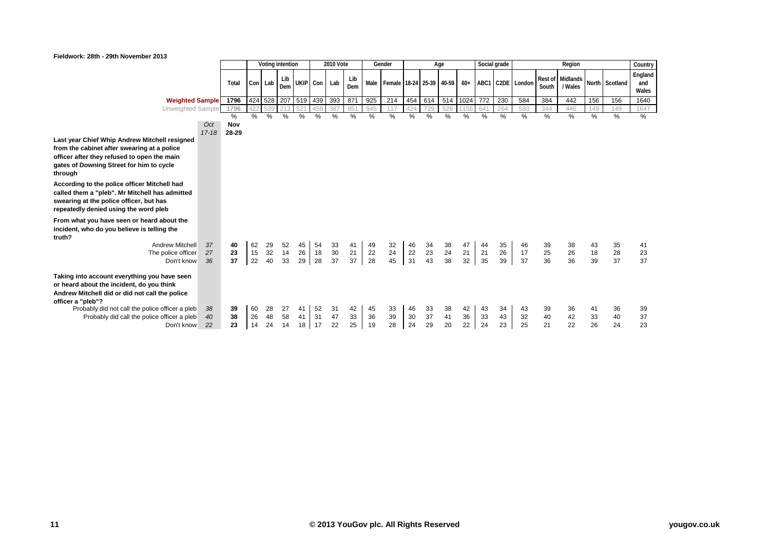Fieldwork: 28th - 29th November 2013

| | | Total | Voting intention | | | | 2010 Vote | | | Gender | | Age | | | | Social grade | | Region | | | | | Country |
|---|---|---|---|---|---|---|---|---|---|---|---|---|---|---|---|---|---|---|---|---|---|---|---|
| | | | Con | Lab | Lib Dem | UKIP | Con | Lab | Lib Dem | Male | Female | 18-24 | 25-39 | 40-59 | 60+ | ABC1 | C2DE | London | Rest of South | Midlands / Wales | North | Scotland | England and Wales |
| **Weighted Sample** | | 1796 | 424 | 528 | 207 | 519 | 439 | 393 | 871 | 925 | 214 | 454 | 614 | 514 | 1024 | 772 | 230 | 584 | 384 | 442 | 156 | 156 | 1640 |
| Unweighted Sample | | 1796 | 422 | 539 | 213 | 521 | 459 | 387 | 851 | 945 | 117 | 424 | 729 | 526 | 1155 | 641 | 264 | 593 | 344 | 446 | 149 | 149 | 1647 |
| | *Oct 17-18* | **Nov 28-29** | % | % | % | % | % | % | % | % | % | % | % | % | % | % | % | % | % | % | % | % | % |
| **Last year Chief Whip Andrew Mitchell resigned from the cabinet after swearing at a police officer after they refused to open the main gates of Downing Street for him to cycle through** | | | | | | | | | | | | | | | | | | | | | | | |
| **According to the police officer Mitchell had called them a "pleb". Mr Mitchell has admitted swearing at the police officer, but has repeatedly denied using the word pleb** | | | | | | | | | | | | | | | | | | | | | | | |
| **From what you have seen or heard about the incident, who do you believe is telling the truth?** | | | | | | | | | | | | | | | | | | | | | | | |
| Andrew Mitchell | *37* | **40** | 62 | 29 | 52 | 45 | 54 | 33 | 41 | 49 | 32 | 46 | 34 | 38 | 47 | 44 | 35 | 46 | 39 | 38 | 43 | 35 | 41 |
| The police officer | *27* | **23** | 15 | 32 | 14 | 26 | 18 | 30 | 21 | 22 | 24 | 22 | 23 | 24 | 21 | 21 | 26 | 17 | 25 | 26 | 18 | 28 | 23 |
| Don't know | *36* | **37** | 22 | 40 | 33 | 29 | 28 | 37 | 37 | 28 | 45 | 31 | 43 | 38 | 32 | 35 | 39 | 37 | 36 | 36 | 39 | 37 | 37 |
| **Taking into account everything you have seen or heard about the incident, do you think Andrew Mitchell did or did not call the police officer a "pleb"?** | | | | | | | | | | | | | | | | | | | | | | | |
| Probably did not call the police officer a pleb | *38* | **39** | 60 | 28 | 27 | 41 | 52 | 31 | 42 | 45 | 33 | 46 | 33 | 38 | 42 | 43 | 34 | 43 | 39 | 36 | 41 | 36 | 39 |
| Probably did call the police officer a pleb | *40* | **38** | 26 | 48 | 58 | 41 | 31 | 47 | 33 | 36 | 39 | 30 | 37 | 41 | 36 | 33 | 43 | 32 | 40 | 42 | 33 | 40 | 37 |
| Don't know | *22* | **23** | 14 | 24 | 14 | 18 | 17 | 22 | 25 | 19 | 28 | 24 | 29 | 20 | 22 | 24 | 23 | 25 | 21 | 22 | 26 | 24 | 23 |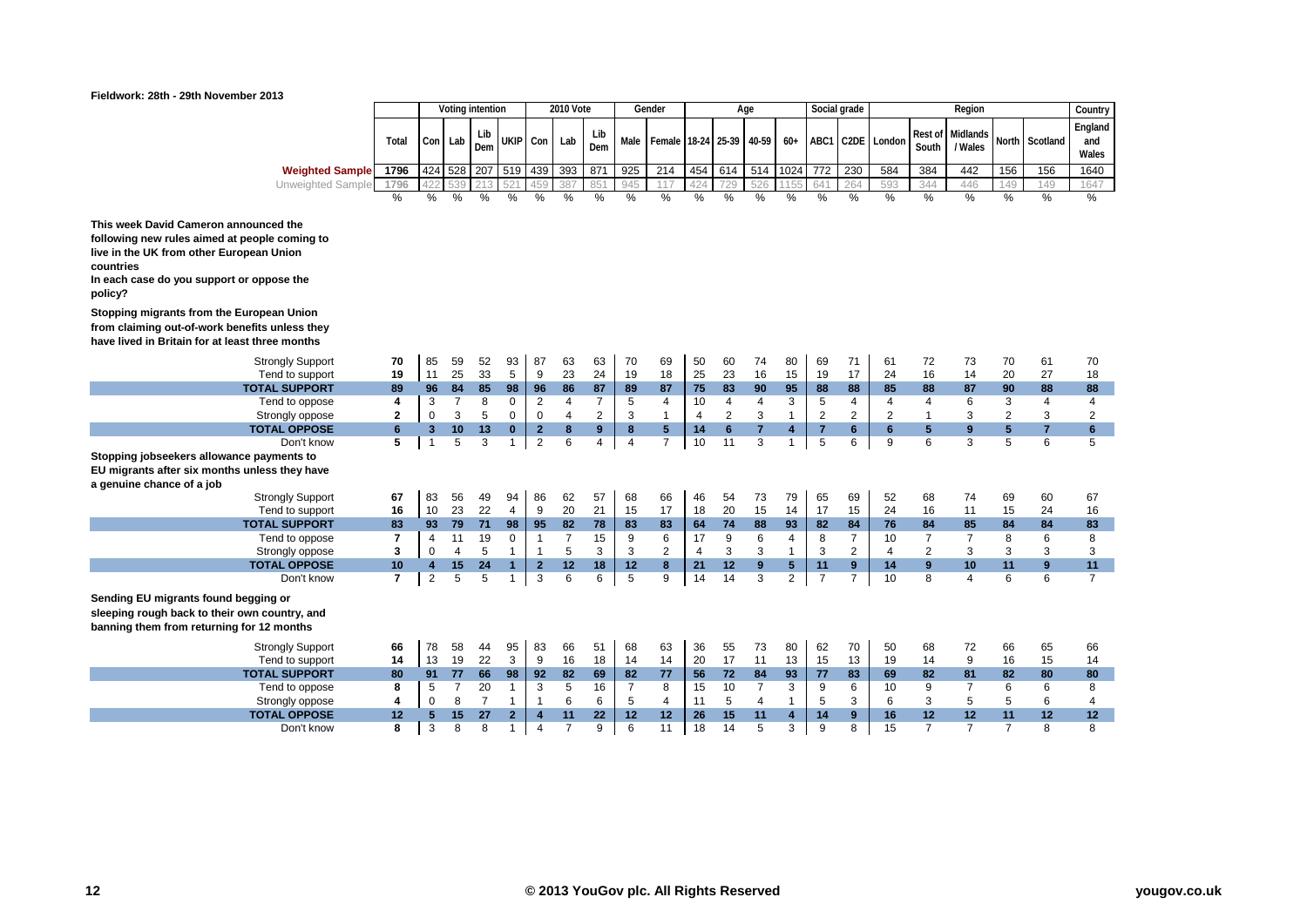**Fieldwork: 28th - 29th November 2013**

| | Total | Voting intention | | | | 2010 Vote | | | Gender | | Age | | | | Social grade | | Region | | | | | Country |
|---|---|---|---|---|---|---|---|---|---|---|---|---|---|---|---|---|---|---|---|---|---|---|
| | | Con | Lab | Lib Dem | UKIP | Con | Lab | Lib Dem | Male | Female | 18-24 | 25-39 | 40-59 | 60+ | ABC1 | C2DE | London | Rest of South | Midlands / Wales | North | Scotland | England and Wales |
| **Weighted Sample** | 1796 | 424 | 528 | 207 | 519 | 439 | 393 | 871 | 925 | 214 | 454 | 614 | 514 | 1024 | 772 | 230 | 584 | 384 | 442 | 156 | 156 | 1640 |
| Unweighted Sample | 1796 | 422 | 539 | 213 | 521 | 459 | 387 | 851 | 945 | 117 | 424 | 729 | 526 | 1155 | 641 | 264 | 593 | 344 | 446 | 149 | 149 | 1647 |
| | % | % | % | % | % | % | % | % | % | % | % | % | % | % | % | % | % | % | % | % | % | % |

**This week David Cameron announced the following new rules aimed at people coming to live in the UK from other European Union countries**
**In each case do you support or oppose the policy?**

**Stopping migrants from the European Union from claiming out-of-work benefits unless they have lived in Britain for at least three months**

| | Total | Con | Lab | Lib Dem | UKIP | Con | Lab | Lib Dem | Male | Female | 18-24 | 25-39 | 40-59 | 60+ | ABC1 | C2DE | London | Rest of South | Midlands / Wales | North | Scotland | England and Wales |
|---|---|---|---|---|---|---|---|---|---|---|---|---|---|---|---|---|---|---|---|---|---|---|
| Strongly Support | 70 | 85 | 59 | 52 | 93 | 87 | 63 | 63 | 70 | 69 | 50 | 60 | 74 | 80 | 69 | 71 | 61 | 72 | 73 | 70 | 61 | 70 |
| Tend to support | 19 | 11 | 25 | 33 | 5 | 9 | 23 | 24 | 19 | 18 | 25 | 23 | 16 | 15 | 19 | 17 | 24 | 16 | 14 | 20 | 27 | 18 |
| **TOTAL SUPPORT** | **89** | **96** | **84** | **85** | **98** | **96** | **86** | **87** | **89** | **87** | **75** | **83** | **90** | **95** | **88** | **88** | **85** | **88** | **87** | **90** | **88** | **88** |
| Tend to oppose | 4 | 3 | 7 | 8 | 0 | 2 | 4 | 7 | 5 | 4 | 10 | 4 | 4 | 3 | 5 | 4 | 4 | 4 | 6 | 3 | 4 | 4 |
| Strongly oppose | 2 | 0 | 3 | 5 | 0 | 0 | 4 | 2 | 3 | 1 | 4 | 2 | 3 | 1 | 2 | 2 | 2 | 1 | 3 | 2 | 3 | 2 |
| **TOTAL OPPOSE** | **6** | **3** | **10** | **13** | **0** | **2** | **8** | **9** | **8** | **5** | **14** | **6** | **7** | **4** | **7** | **6** | **6** | **5** | **9** | **5** | **7** | **6** |
| Don't know | 5 | 1 | 5 | 3 | 1 | 2 | 6 | 4 | 4 | 7 | 10 | 11 | 3 | 1 | 5 | 6 | 9 | 6 | 3 | 5 | 6 | 5 |

**Stopping jobseekers allowance payments to EU migrants after six months unless they have a genuine chance of a job**

| | Total | Con | Lab | Lib Dem | UKIP | Con | Lab | Lib Dem | Male | Female | 18-24 | 25-39 | 40-59 | 60+ | ABC1 | C2DE | London | Rest of South | Midlands / Wales | North | Scotland | England and Wales |
|---|---|---|---|---|---|---|---|---|---|---|---|---|---|---|---|---|---|---|---|---|---|---|
| Strongly Support | 67 | 83 | 56 | 49 | 94 | 86 | 62 | 57 | 68 | 66 | 46 | 54 | 73 | 79 | 65 | 69 | 52 | 68 | 74 | 69 | 60 | 67 |
| Tend to support | 16 | 10 | 23 | 22 | 4 | 9 | 20 | 21 | 15 | 17 | 18 | 20 | 15 | 14 | 17 | 15 | 24 | 16 | 11 | 15 | 24 | 16 |
| **TOTAL SUPPORT** | **83** | **93** | **79** | **71** | **98** | **95** | **82** | **78** | **83** | **83** | **64** | **74** | **88** | **93** | **82** | **84** | **76** | **84** | **85** | **84** | **84** | **83** |
| Tend to oppose | 7 | 4 | 11 | 19 | 0 | 1 | 7 | 15 | 9 | 6 | 17 | 9 | 6 | 4 | 8 | 7 | 10 | 7 | 7 | 8 | 6 | 8 |
| Strongly oppose | 3 | 0 | 4 | 5 | 1 | 1 | 5 | 3 | 3 | 2 | 4 | 3 | 3 | 1 | 3 | 2 | 4 | 2 | 3 | 3 | 3 | 3 |
| **TOTAL OPPOSE** | **10** | **4** | **15** | **24** | **1** | **2** | **12** | **18** | **12** | **8** | **21** | **12** | **9** | **5** | **11** | **9** | **14** | **9** | **10** | **11** | **9** | **11** |
| Don't know | 7 | 2 | 5 | 5 | 1 | 3 | 6 | 6 | 5 | 9 | 14 | 14 | 3 | 2 | 7 | 7 | 10 | 8 | 4 | 6 | 6 | 7 |

**Sending EU migrants found begging or sleeping rough back to their own country, and banning them from returning for 12 months**

| | Total | Con | Lab | Lib Dem | UKIP | Con | Lab | Lib Dem | Male | Female | 18-24 | 25-39 | 40-59 | 60+ | ABC1 | C2DE | London | Rest of South | Midlands / Wales | North | Scotland | England and Wales |
|---|---|---|---|---|---|---|---|---|---|---|---|---|---|---|---|---|---|---|---|---|---|---|
| Strongly Support | 66 | 78 | 58 | 44 | 95 | 83 | 66 | 51 | 68 | 63 | 36 | 55 | 73 | 80 | 62 | 70 | 50 | 68 | 72 | 66 | 65 | 66 |
| Tend to support | 14 | 13 | 19 | 22 | 3 | 9 | 16 | 18 | 14 | 14 | 20 | 17 | 11 | 13 | 15 | 13 | 19 | 14 | 9 | 16 | 15 | 14 |
| **TOTAL SUPPORT** | **80** | **91** | **77** | **66** | **98** | **92** | **82** | **69** | **82** | **77** | **56** | **72** | **84** | **93** | **77** | **83** | **69** | **82** | **81** | **82** | **80** | **80** |
| Tend to oppose | 8 | 5 | 7 | 20 | 1 | 3 | 5 | 16 | 7 | 8 | 15 | 10 | 7 | 3 | 9 | 6 | 10 | 9 | 7 | 6 | 6 | 8 |
| Strongly oppose | 4 | 0 | 8 | 7 | 1 | 1 | 6 | 6 | 5 | 4 | 11 | 5 | 4 | 1 | 5 | 3 | 6 | 3 | 5 | 5 | 6 | 4 |
| **TOTAL OPPOSE** | **12** | **5** | **15** | **27** | **2** | **4** | **11** | **22** | **12** | **12** | **26** | **15** | **11** | **4** | **14** | **9** | **16** | **12** | **12** | **11** | **12** | **12** |
| Don't know | 8 | 3 | 8 | 8 | 1 | 4 | 7 | 9 | 6 | 11 | 18 | 14 | 5 | 3 | 9 | 8 | 15 | 7 | 7 | 7 | 8 | 8 |

© 2013 YouGov plc. All Rights Reserved

yougov.co.uk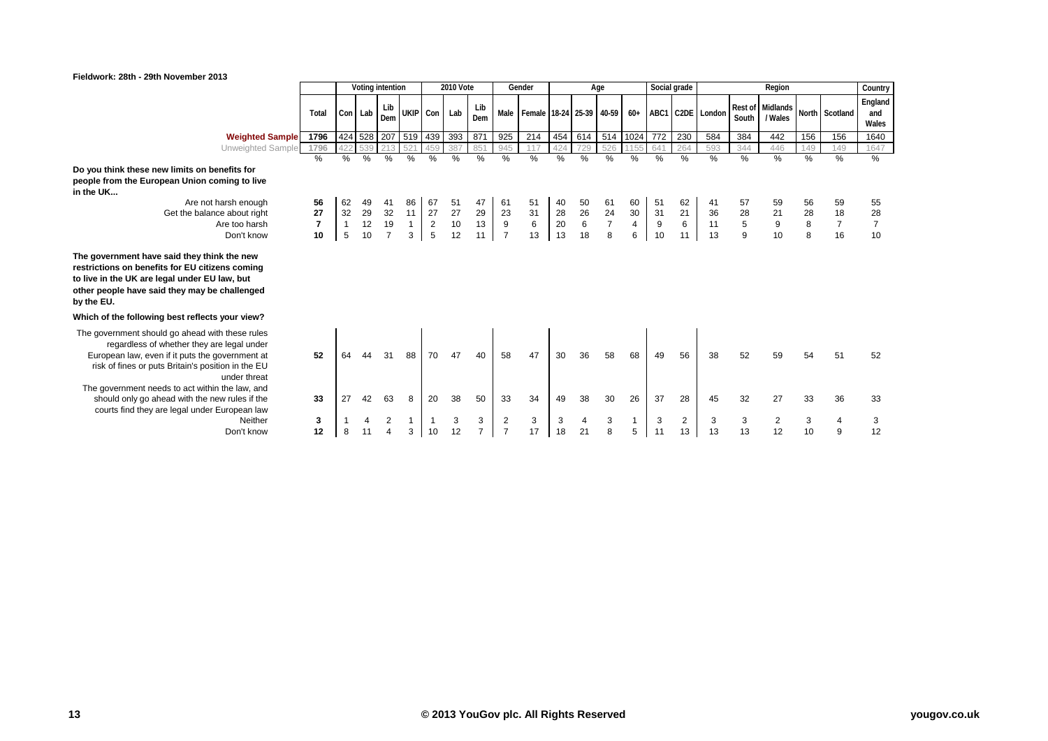Fieldwork: 28th - 29th November 2013

| | Total | Voting intention | | | | 2010 Vote | | | Gender | | Age | | | | Social grade | | Region | | | | | Country |
|---|---|---|---|---|---|---|---|---|---|---|---|---|---|---|---|---|---|---|---|---|---|---|
| | | Con | Lab | Lib Dem | UKIP | Con | Lab | Lib Dem | Male | Female | 18-24 | 25-39 | 40-59 | 60+ | ABC1 | C2DE | London | Rest of South | Midlands / Wales | North | Scotland | England and Wales |
| **Weighted Sample** | 1796 | 424 | 528 | 207 | 519 | 439 | 393 | 871 | 925 | 214 | 454 | 614 | 514 | 1024 | 772 | 230 | 584 | 384 | 442 | 156 | 156 | 1640 |
| Unweighted Sample | 1796 | 422 | 539 | 213 | 521 | 459 | 387 | 851 | 945 | 117 | 424 | 729 | 526 | 1155 | 641 | 264 | 593 | 344 | 446 | 149 | 149 | 1647 |
| | % | % | % | % | % | % | % | % | % | % | % | % | % | % | % | % | % | % | % | % | % | % |
| **Do you think these new limits on benefits for people from the European Union coming to live in the UK...** | | | | | | | | | | | | | | | | | | | | | | |
| Are not harsh enough | 56 | 62 | 49 | 41 | 86 | 67 | 51 | 47 | 61 | 51 | 40 | 50 | 61 | 60 | 51 | 62 | 41 | 57 | 59 | 56 | 59 | 55 |
| Get the balance about right | 27 | 32 | 29 | 32 | 11 | 27 | 27 | 29 | 23 | 31 | 28 | 26 | 24 | 30 | 31 | 21 | 36 | 28 | 21 | 28 | 18 | 28 |
| Are too harsh | 7 | 1 | 12 | 19 | 1 | 2 | 10 | 13 | 9 | 6 | 20 | 6 | 7 | 4 | 9 | 6 | 11 | 5 | 9 | 8 | 7 | 7 |
| Don't know | 10 | 5 | 10 | 7 | 3 | 5 | 12 | 11 | 7 | 13 | 13 | 18 | 8 | 6 | 10 | 11 | 13 | 9 | 10 | 8 | 16 | 10 |
| **The government have said they think the new restrictions on benefits for EU citizens coming to live in the UK are legal under EU law, but other people have said they may be challenged by the EU.** **Which of the following best reflects your view?** | | | | | | | | | | | | | | | | | | | | | | |
| The government should go ahead with these rules regardless of whether they are legal under European law, even if it puts the government at risk of fines or puts Britain's position in the EU under threat | 52 | 64 | 44 | 31 | 88 | 70 | 47 | 40 | 58 | 47 | 30 | 36 | 58 | 68 | 49 | 56 | 38 | 52 | 59 | 54 | 51 | 52 |
| The government needs to act within the law, and should only go ahead with the new rules if the courts find they are legal under European law | 33 | 27 | 42 | 63 | 8 | 20 | 38 | 50 | 33 | 34 | 49 | 38 | 30 | 26 | 37 | 28 | 45 | 32 | 27 | 33 | 36 | 33 |
| Neither | 3 | 1 | 4 | 2 | 1 | 1 | 3 | 3 | 2 | 3 | 3 | 4 | 3 | 1 | 3 | 2 | 3 | 3 | 2 | 3 | 4 | 3 |
| Don't know | 12 | 8 | 11 | 4 | 3 | 10 | 12 | 7 | 7 | 17 | 18 | 21 | 8 | 5 | 11 | 13 | 13 | 13 | 12 | 10 | 9 | 12 |

© 2013 YouGov plc. All Rights Reserved

yougov.co.uk